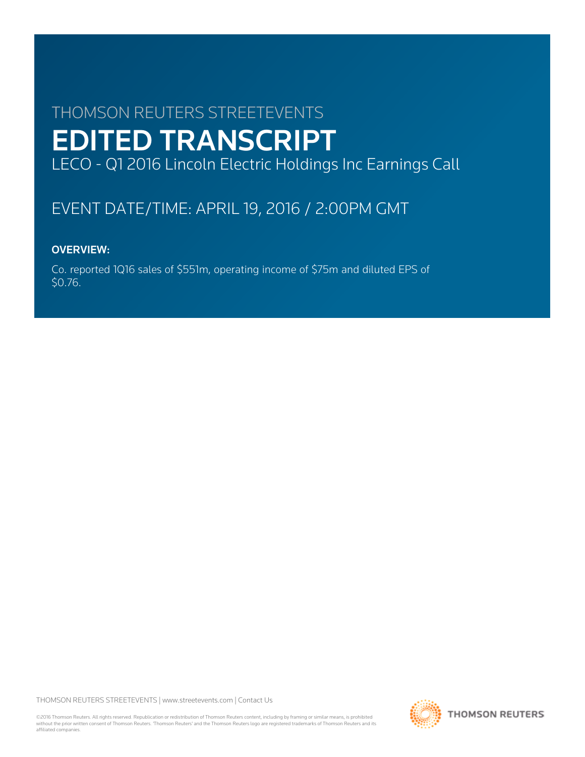THOMSON REUTERS STREETEVENTS

# EDITED TRANSCRIPT

LECO - Q1 2016 Lincoln Electric Holdings Inc Earnings Call

EVENT DATE/TIME: APRIL 19, 2016 / 2:00PM GMT

**OVERVIEW:**

Co. reported 1Q16 sales of $551m, operating income of $75m and diluted EPS of $0.76.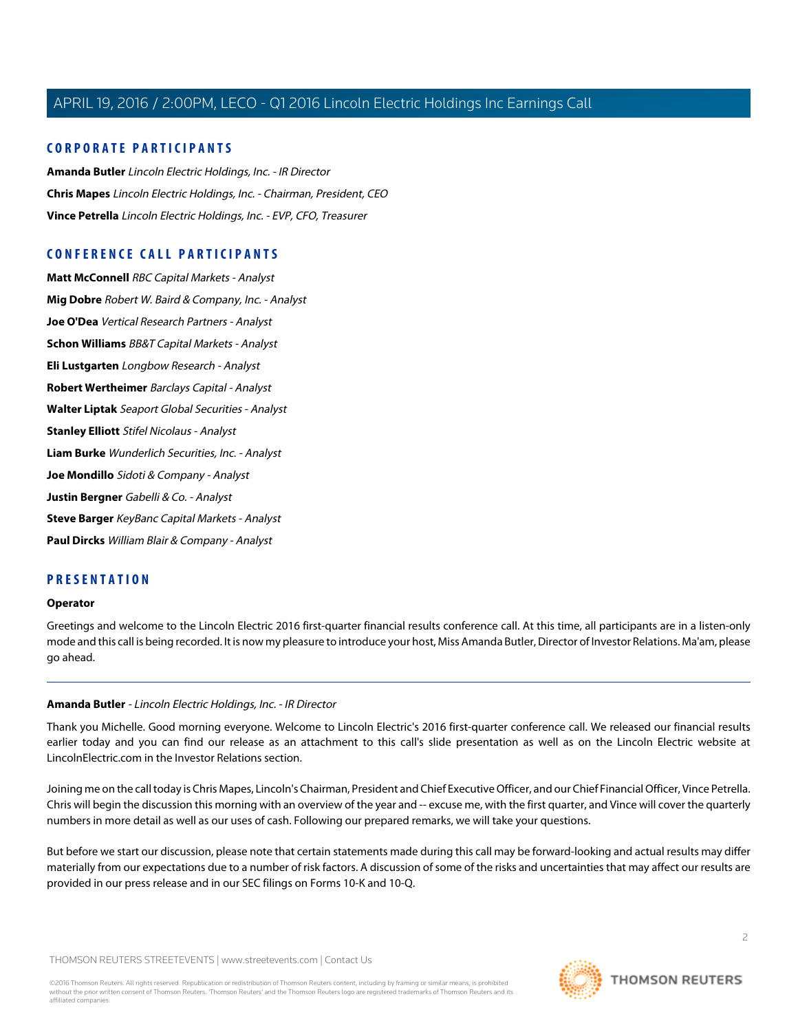## CORPORATE PARTICIPANTS

**Amanda Butler** *Lincoln Electric Holdings, Inc. - IR Director*

**Chris Mapes** *Lincoln Electric Holdings, Inc. - Chairman, President, CEO*

**Vince Petrella** *Lincoln Electric Holdings, Inc. - EVP, CFO, Treasurer*

## CONFERENCE CALL PARTICIPANTS

**Matt McConnell** *RBC Capital Markets - Analyst*

**Mig Dobre** *Robert W. Baird & Company, Inc. - Analyst*

**Joe O'Dea** *Vertical Research Partners - Analyst*

**Schon Williams** *BB&T Capital Markets - Analyst*

**Eli Lustgarten** *Longbow Research - Analyst*

**Robert Wertheimer** *Barclays Capital - Analyst*

**Walter Liptak** *Seaport Global Securities - Analyst*

**Stanley Elliott** *Stifel Nicolaus - Analyst*

**Liam Burke** *Wunderlich Securities, Inc. - Analyst*

**Joe Mondillo** *Sidoti & Company - Analyst*

**Justin Bergner** *Gabelli & Co. - Analyst*

**Steve Barger** *KeyBanc Capital Markets - Analyst*

**Paul Dircks** *William Blair & Company - Analyst*

## PRESENTATION

**Operator**

Greetings and welcome to the Lincoln Electric 2016 first-quarter financial results conference call. At this time, all participants are in a listen-only mode and this call is being recorded. It is now my pleasure to introduce your host, Miss Amanda Butler, Director of Investor Relations. Ma'am, please go ahead.

---

**Amanda Butler** - *Lincoln Electric Holdings, Inc. - IR Director*

Thank you Michelle. Good morning everyone. Welcome to Lincoln Electric's 2016 first-quarter conference call. We released our financial results earlier today and you can find our release as an attachment to this call's slide presentation as well as on the Lincoln Electric website at LincolnElectric.com in the Investor Relations section.

Joining me on the call today is Chris Mapes, Lincoln's Chairman, President and Chief Executive Officer, and our Chief Financial Officer, Vince Petrella. Chris will begin the discussion this morning with an overview of the year and -- excuse me, with the first quarter, and Vince will cover the quarterly numbers in more detail as well as our uses of cash. Following our prepared remarks, we will take your questions.

But before we start our discussion, please note that certain statements made during this call may be forward-looking and actual results may differ materially from our expectations due to a number of risk factors. A discussion of some of the risks and uncertainties that may affect our results are provided in our press release and in our SEC filings on Forms 10-K and 10-Q.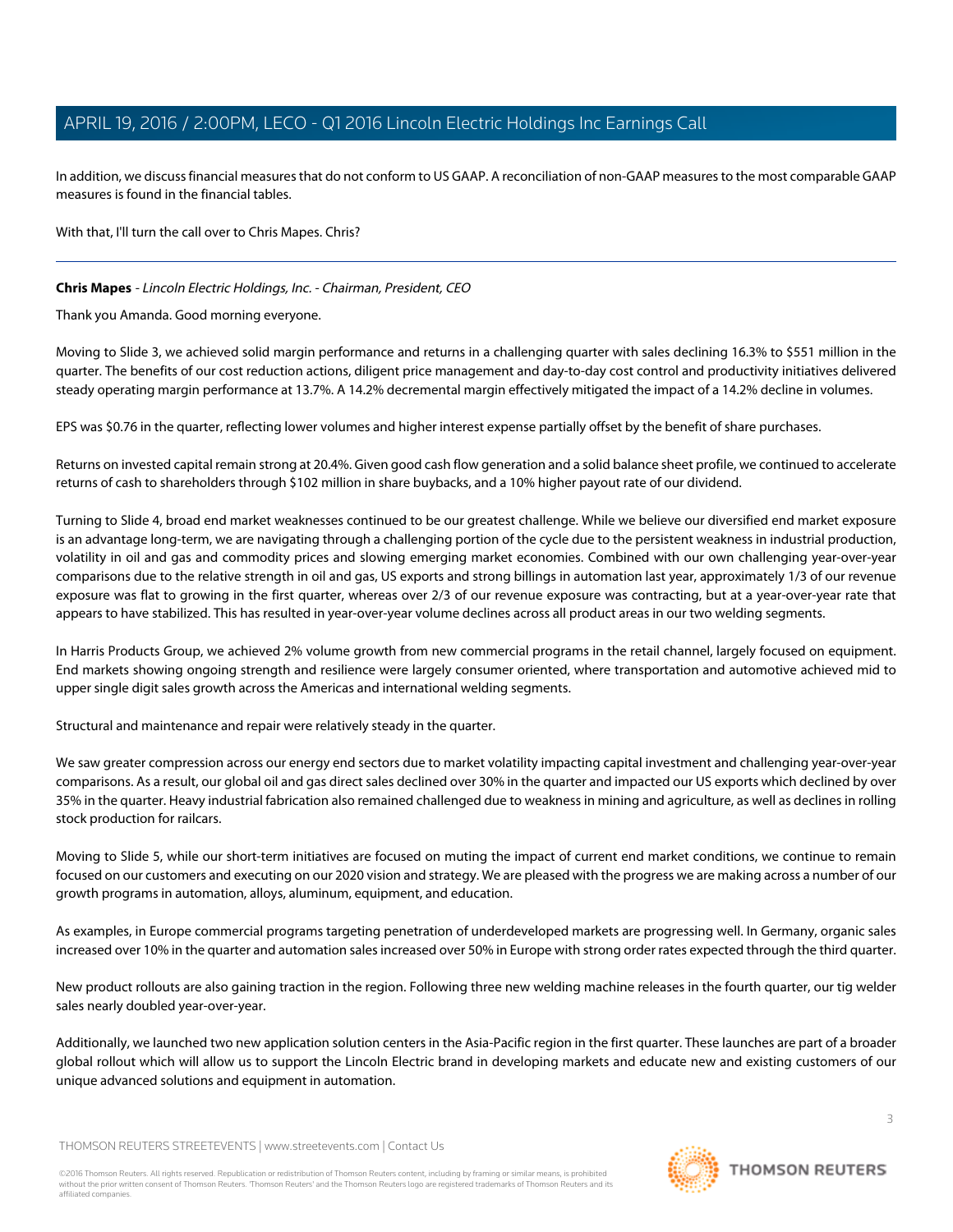In addition, we discuss financial measures that do not conform to US GAAP. A reconciliation of non-GAAP measures to the most comparable GAAP measures is found in the financial tables.

With that, I'll turn the call over to Chris Mapes. Chris?

---

**Chris Mapes** - *Lincoln Electric Holdings, Inc. - Chairman, President, CEO*

Thank you Amanda. Good morning everyone.

Moving to Slide 3, we achieved solid margin performance and returns in a challenging quarter with sales declining 16.3% to $551 million in the quarter. The benefits of our cost reduction actions, diligent price management and day-to-day cost control and productivity initiatives delivered steady operating margin performance at 13.7%. A 14.2% decremental margin effectively mitigated the impact of a 14.2% decline in volumes.

EPS was $0.76 in the quarter, reflecting lower volumes and higher interest expense partially offset by the benefit of share purchases.

Returns on invested capital remain strong at 20.4%. Given good cash flow generation and a solid balance sheet profile, we continued to accelerate returns of cash to shareholders through $102 million in share buybacks, and a 10% higher payout rate of our dividend.

Turning to Slide 4, broad end market weaknesses continued to be our greatest challenge. While we believe our diversified end market exposure is an advantage long-term, we are navigating through a challenging portion of the cycle due to the persistent weakness in industrial production, volatility in oil and gas and commodity prices and slowing emerging market economies. Combined with our own challenging year-over-year comparisons due to the relative strength in oil and gas, US exports and strong billings in automation last year, approximately 1/3 of our revenue exposure was flat to growing in the first quarter, whereas over 2/3 of our revenue exposure was contracting, but at a year-over-year rate that appears to have stabilized. This has resulted in year-over-year volume declines across all product areas in our two welding segments.

In Harris Products Group, we achieved 2% volume growth from new commercial programs in the retail channel, largely focused on equipment. End markets showing ongoing strength and resilience were largely consumer oriented, where transportation and automotive achieved mid to upper single digit sales growth across the Americas and international welding segments.

Structural and maintenance and repair were relatively steady in the quarter.

We saw greater compression across our energy end sectors due to market volatility impacting capital investment and challenging year-over-year comparisons. As a result, our global oil and gas direct sales declined over 30% in the quarter and impacted our US exports which declined by over 35% in the quarter. Heavy industrial fabrication also remained challenged due to weakness in mining and agriculture, as well as declines in rolling stock production for railcars.

Moving to Slide 5, while our short-term initiatives are focused on muting the impact of current end market conditions, we continue to remain focused on our customers and executing on our 2020 vision and strategy. We are pleased with the progress we are making across a number of our growth programs in automation, alloys, aluminum, equipment, and education.

As examples, in Europe commercial programs targeting penetration of underdeveloped markets are progressing well. In Germany, organic sales increased over 10% in the quarter and automation sales increased over 50% in Europe with strong order rates expected through the third quarter.

New product rollouts are also gaining traction in the region. Following three new welding machine releases in the fourth quarter, our tig welder sales nearly doubled year-over-year.

Additionally, we launched two new application solution centers in the Asia-Pacific region in the first quarter. These launches are part of a broader global rollout which will allow us to support the Lincoln Electric brand in developing markets and educate new and existing customers of our unique advanced solutions and equipment in automation.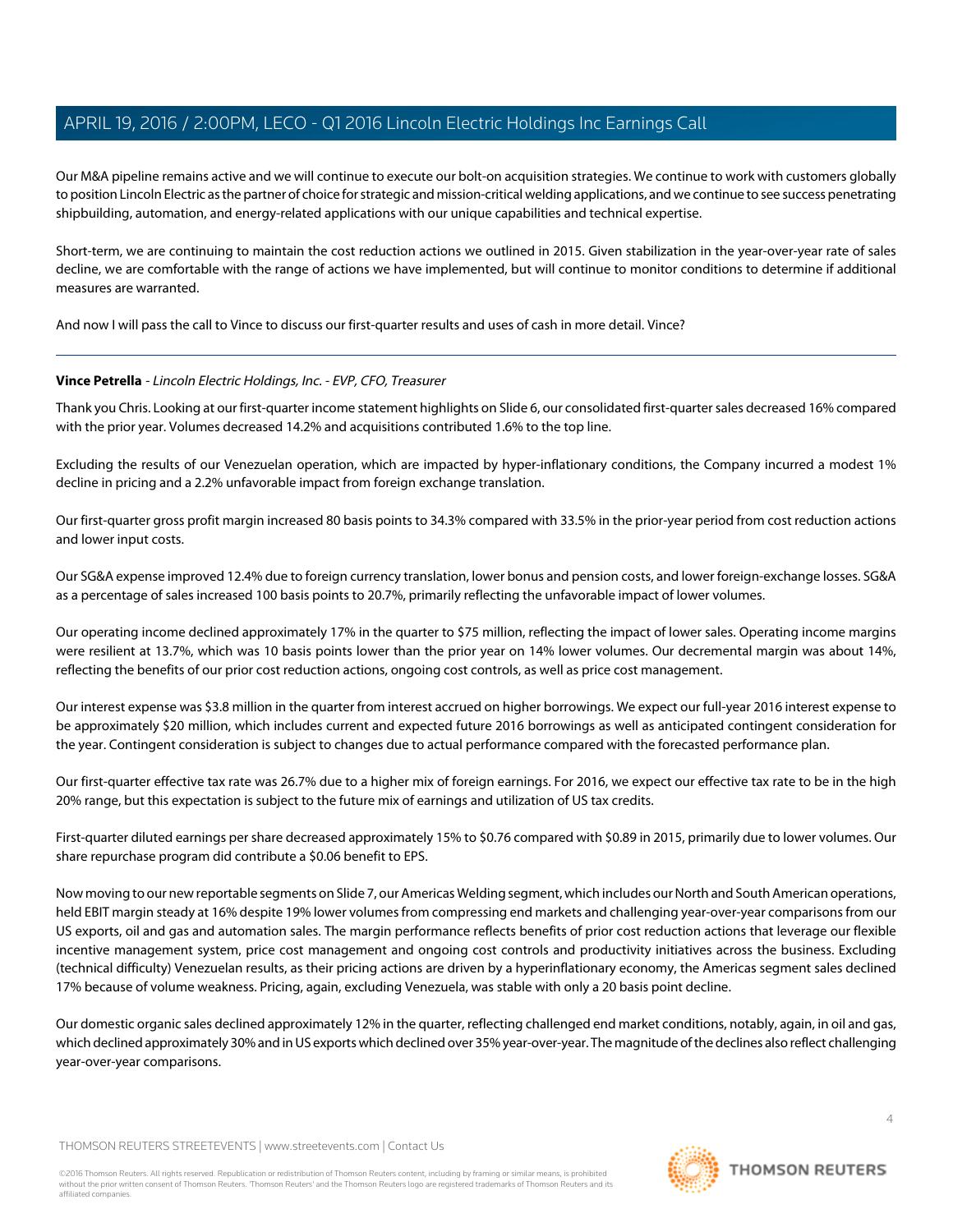Our M&A pipeline remains active and we will continue to execute our bolt-on acquisition strategies. We continue to work with customers globally to position Lincoln Electric as the partner of choice for strategic and mission-critical welding applications, and we continue to see success penetrating shipbuilding, automation, and energy-related applications with our unique capabilities and technical expertise.

Short-term, we are continuing to maintain the cost reduction actions we outlined in 2015. Given stabilization in the year-over-year rate of sales decline, we are comfortable with the range of actions we have implemented, but will continue to monitor conditions to determine if additional measures are warranted.

And now I will pass the call to Vince to discuss our first-quarter results and uses of cash in more detail. Vince?

---

**Vince Petrella** - *Lincoln Electric Holdings, Inc. - EVP, CFO, Treasurer*

Thank you Chris. Looking at our first-quarter income statement highlights on Slide 6, our consolidated first-quarter sales decreased 16% compared with the prior year. Volumes decreased 14.2% and acquisitions contributed 1.6% to the top line.

Excluding the results of our Venezuelan operation, which are impacted by hyper-inflationary conditions, the Company incurred a modest 1% decline in pricing and a 2.2% unfavorable impact from foreign exchange translation.

Our first-quarter gross profit margin increased 80 basis points to 34.3% compared with 33.5% in the prior-year period from cost reduction actions and lower input costs.

Our SG&A expense improved 12.4% due to foreign currency translation, lower bonus and pension costs, and lower foreign-exchange losses. SG&A as a percentage of sales increased 100 basis points to 20.7%, primarily reflecting the unfavorable impact of lower volumes.

Our operating income declined approximately 17% in the quarter to $75 million, reflecting the impact of lower sales. Operating income margins were resilient at 13.7%, which was 10 basis points lower than the prior year on 14% lower volumes. Our decremental margin was about 14%, reflecting the benefits of our prior cost reduction actions, ongoing cost controls, as well as price cost management.

Our interest expense was $3.8 million in the quarter from interest accrued on higher borrowings. We expect our full-year 2016 interest expense to be approximately $20 million, which includes current and expected future 2016 borrowings as well as anticipated contingent consideration for the year. Contingent consideration is subject to changes due to actual performance compared with the forecasted performance plan.

Our first-quarter effective tax rate was 26.7% due to a higher mix of foreign earnings. For 2016, we expect our effective tax rate to be in the high 20% range, but this expectation is subject to the future mix of earnings and utilization of US tax credits.

First-quarter diluted earnings per share decreased approximately 15% to $0.76 compared with $0.89 in 2015, primarily due to lower volumes. Our share repurchase program did contribute a $0.06 benefit to EPS.

Now moving to our new reportable segments on Slide 7, our Americas Welding segment, which includes our North and South American operations, held EBIT margin steady at 16% despite 19% lower volumes from compressing end markets and challenging year-over-year comparisons from our US exports, oil and gas and automation sales. The margin performance reflects benefits of prior cost reduction actions that leverage our flexible incentive management system, price cost management and ongoing cost controls and productivity initiatives across the business. Excluding (technical difficulty) Venezuelan results, as their pricing actions are driven by a hyperinflationary economy, the Americas segment sales declined 17% because of volume weakness. Pricing, again, excluding Venezuela, was stable with only a 20 basis point decline.

Our domestic organic sales declined approximately 12% in the quarter, reflecting challenged end market conditions, notably, again, in oil and gas, which declined approximately 30% and in US exports which declined over 35% year-over-year. The magnitude of the declines also reflect challenging year-over-year comparisons.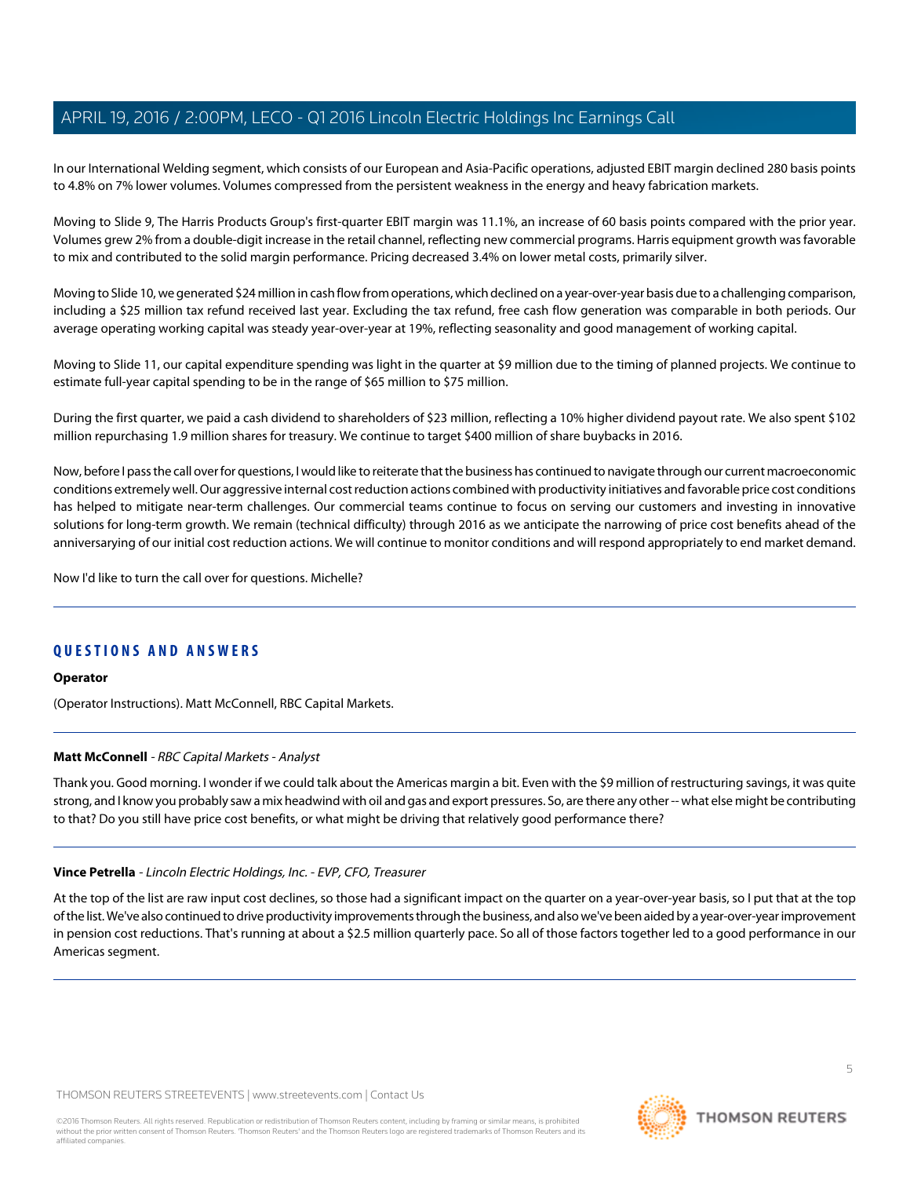In our International Welding segment, which consists of our European and Asia-Pacific operations, adjusted EBIT margin declined 280 basis points to 4.8% on 7% lower volumes. Volumes compressed from the persistent weakness in the energy and heavy fabrication markets.

Moving to Slide 9, The Harris Products Group's first-quarter EBIT margin was 11.1%, an increase of 60 basis points compared with the prior year. Volumes grew 2% from a double-digit increase in the retail channel, reflecting new commercial programs. Harris equipment growth was favorable to mix and contributed to the solid margin performance. Pricing decreased 3.4% on lower metal costs, primarily silver.

Moving to Slide 10, we generated $24 million in cash flow from operations, which declined on a year-over-year basis due to a challenging comparison, including a $25 million tax refund received last year. Excluding the tax refund, free cash flow generation was comparable in both periods. Our average operating working capital was steady year-over-year at 19%, reflecting seasonality and good management of working capital.

Moving to Slide 11, our capital expenditure spending was light in the quarter at $9 million due to the timing of planned projects. We continue to estimate full-year capital spending to be in the range of $65 million to $75 million.

During the first quarter, we paid a cash dividend to shareholders of $23 million, reflecting a 10% higher dividend payout rate. We also spent $102 million repurchasing 1.9 million shares for treasury. We continue to target $400 million of share buybacks in 2016.

Now, before I pass the call over for questions, I would like to reiterate that the business has continued to navigate through our current macroeconomic conditions extremely well. Our aggressive internal cost reduction actions combined with productivity initiatives and favorable price cost conditions has helped to mitigate near-term challenges. Our commercial teams continue to focus on serving our customers and investing in innovative solutions for long-term growth. We remain (technical difficulty) through 2016 as we anticipate the narrowing of price cost benefits ahead of the anniversarying of our initial cost reduction actions. We will continue to monitor conditions and will respond appropriately to end market demand.

Now I'd like to turn the call over for questions. Michelle?

## QUESTIONS AND ANSWERS

**Operator**

(Operator Instructions). Matt McConnell, RBC Capital Markets.

**Matt McConnell** - *RBC Capital Markets - Analyst*

Thank you. Good morning. I wonder if we could talk about the Americas margin a bit. Even with the $9 million of restructuring savings, it was quite strong, and I know you probably saw a mix headwind with oil and gas and export pressures. So, are there any other -- what else might be contributing to that? Do you still have price cost benefits, or what might be driving that relatively good performance there?

**Vince Petrella** - *Lincoln Electric Holdings, Inc. - EVP, CFO, Treasurer*

At the top of the list are raw input cost declines, so those had a significant impact on the quarter on a year-over-year basis, so I put that at the top of the list. We've also continued to drive productivity improvements through the business, and also we've been aided by a year-over-year improvement in pension cost reductions. That's running at about a $2.5 million quarterly pace. So all of those factors together led to a good performance in our Americas segment.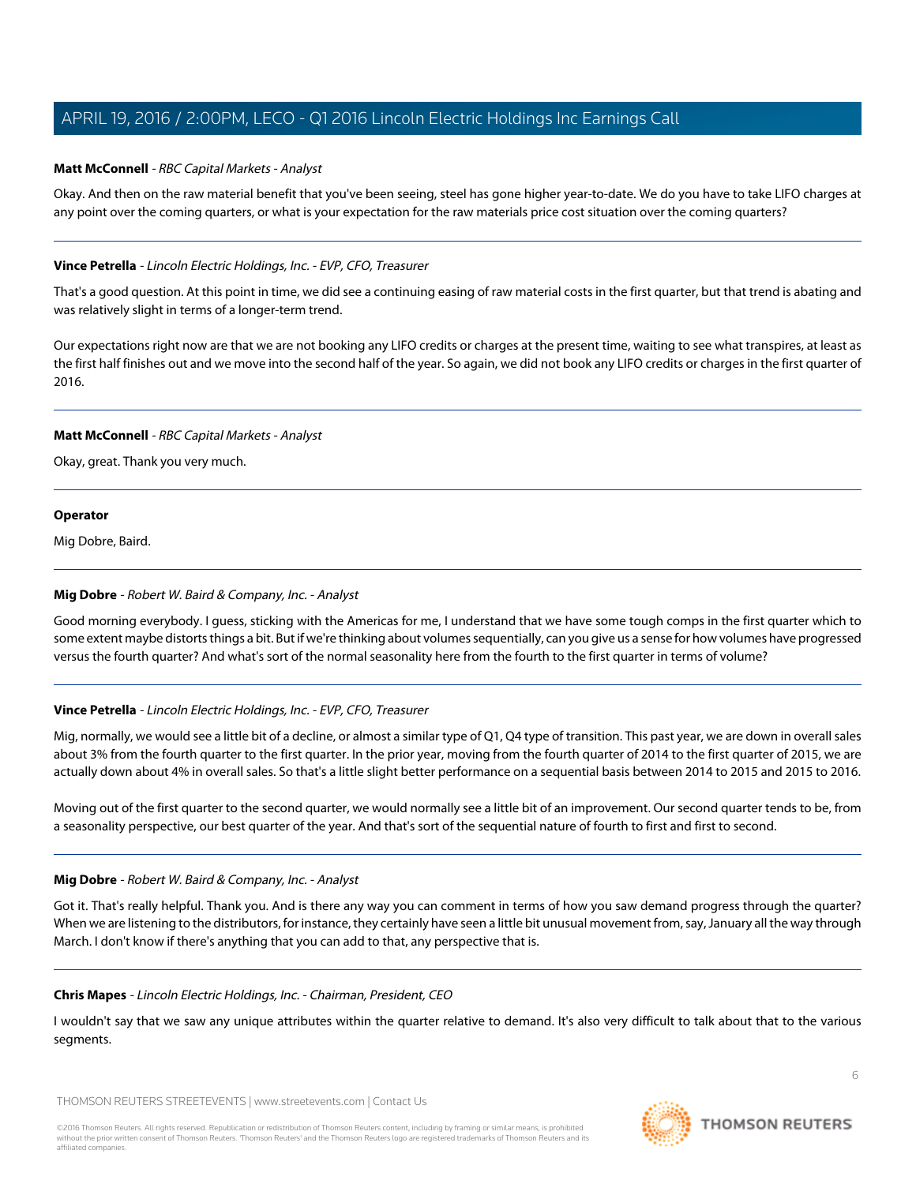**Matt McConnell** - *RBC Capital Markets - Analyst*

Okay. And then on the raw material benefit that you've been seeing, steel has gone higher year-to-date. We do you have to take LIFO charges at any point over the coming quarters, or what is your expectation for the raw materials price cost situation over the coming quarters?

---

**Vince Petrella** - *Lincoln Electric Holdings, Inc. - EVP, CFO, Treasurer*

That's a good question. At this point in time, we did see a continuing easing of raw material costs in the first quarter, but that trend is abating and was relatively slight in terms of a longer-term trend.

Our expectations right now are that we are not booking any LIFO credits or charges at the present time, waiting to see what transpires, at least as the first half finishes out and we move into the second half of the year. So again, we did not book any LIFO credits or charges in the first quarter of 2016.

---

**Matt McConnell** - *RBC Capital Markets - Analyst*

Okay, great. Thank you very much.

---

**Operator**

Mig Dobre, Baird.

---

**Mig Dobre** - *Robert W. Baird & Company, Inc. - Analyst*

Good morning everybody. I guess, sticking with the Americas for me, I understand that we have some tough comps in the first quarter which to some extent maybe distorts things a bit. But if we're thinking about volumes sequentially, can you give us a sense for how volumes have progressed versus the fourth quarter? And what's sort of the normal seasonality here from the fourth to the first quarter in terms of volume?

---

**Vince Petrella** - *Lincoln Electric Holdings, Inc. - EVP, CFO, Treasurer*

Mig, normally, we would see a little bit of a decline, or almost a similar type of Q1, Q4 type of transition. This past year, we are down in overall sales about 3% from the fourth quarter to the first quarter. In the prior year, moving from the fourth quarter of 2014 to the first quarter of 2015, we are actually down about 4% in overall sales. So that's a little slight better performance on a sequential basis between 2014 to 2015 and 2015 to 2016.

Moving out of the first quarter to the second quarter, we would normally see a little bit of an improvement. Our second quarter tends to be, from a seasonality perspective, our best quarter of the year. And that's sort of the sequential nature of fourth to first and first to second.

---

**Mig Dobre** - *Robert W. Baird & Company, Inc. - Analyst*

Got it. That's really helpful. Thank you. And is there any way you can comment in terms of how you saw demand progress through the quarter? When we are listening to the distributors, for instance, they certainly have seen a little bit unusual movement from, say, January all the way through March. I don't know if there's anything that you can add to that, any perspective that is.

---

**Chris Mapes** - *Lincoln Electric Holdings, Inc. - Chairman, President, CEO*

I wouldn't say that we saw any unique attributes within the quarter relative to demand. It's also very difficult to talk about that to the various segments.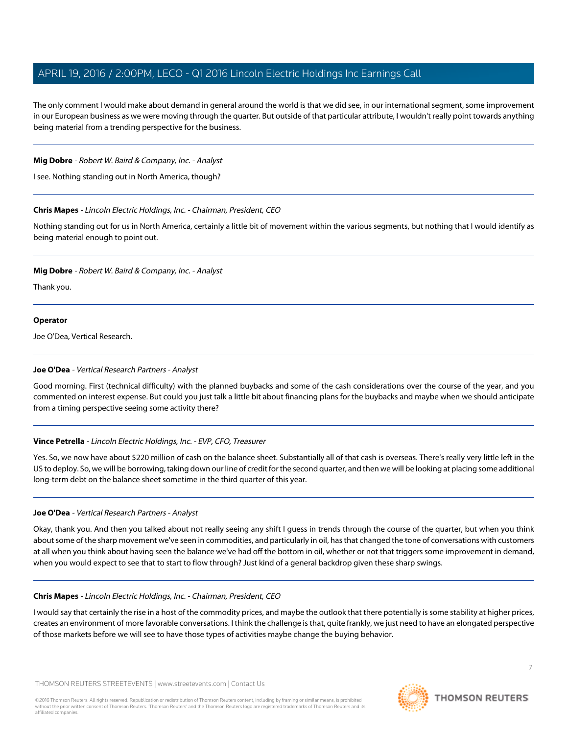The only comment I would make about demand in general around the world is that we did see, in our international segment, some improvement in our European business as we were moving through the quarter. But outside of that particular attribute, I wouldn't really point towards anything being material from a trending perspective for the business.

---

**Mig Dobre** - *Robert W. Baird & Company, Inc. - Analyst*

I see. Nothing standing out in North America, though?

---

**Chris Mapes** - *Lincoln Electric Holdings, Inc. - Chairman, President, CEO*

Nothing standing out for us in North America, certainly a little bit of movement within the various segments, but nothing that I would identify as being material enough to point out.

---

**Mig Dobre** - *Robert W. Baird & Company, Inc. - Analyst*

Thank you.

---

**Operator**

Joe O'Dea, Vertical Research.

---

**Joe O'Dea** - *Vertical Research Partners - Analyst*

Good morning. First (technical difficulty) with the planned buybacks and some of the cash considerations over the course of the year, and you commented on interest expense. But could you just talk a little bit about financing plans for the buybacks and maybe when we should anticipate from a timing perspective seeing some activity there?

---

**Vince Petrella** - *Lincoln Electric Holdings, Inc. - EVP, CFO, Treasurer*

Yes. So, we now have about $220 million of cash on the balance sheet. Substantially all of that cash is overseas. There's really very little left in the US to deploy. So, we will be borrowing, taking down our line of credit for the second quarter, and then we will be looking at placing some additional long-term debt on the balance sheet sometime in the third quarter of this year.

---

**Joe O'Dea** - *Vertical Research Partners - Analyst*

Okay, thank you. And then you talked about not really seeing any shift I guess in trends through the course of the quarter, but when you think about some of the sharp movement we've seen in commodities, and particularly in oil, has that changed the tone of conversations with customers at all when you think about having seen the balance we've had off the bottom in oil, whether or not that triggers some improvement in demand, when you would expect to see that to start to flow through? Just kind of a general backdrop given these sharp swings.

---

**Chris Mapes** - *Lincoln Electric Holdings, Inc. - Chairman, President, CEO*

I would say that certainly the rise in a host of the commodity prices, and maybe the outlook that there potentially is some stability at higher prices, creates an environment of more favorable conversations. I think the challenge is that, quite frankly, we just need to have an elongated perspective of those markets before we will see to have those types of activities maybe change the buying behavior.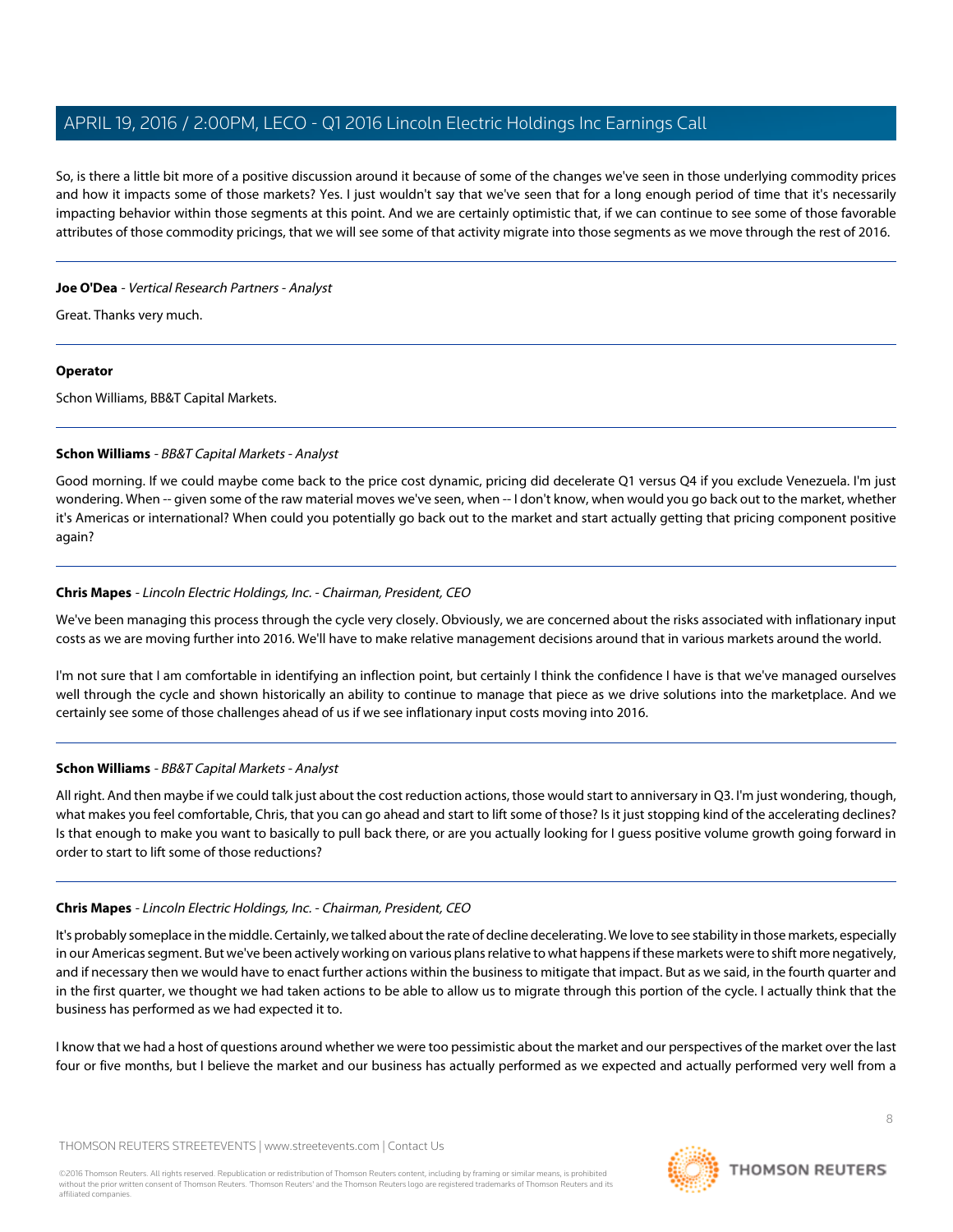So, is there a little bit more of a positive discussion around it because of some of the changes we've seen in those underlying commodity prices and how it impacts some of those markets? Yes. I just wouldn't say that we've seen that for a long enough period of time that it's necessarily impacting behavior within those segments at this point. And we are certainly optimistic that, if we can continue to see some of those favorable attributes of those commodity pricings, that we will see some of that activity migrate into those segments as we move through the rest of 2016.

---

**Joe O'Dea** - *Vertical Research Partners - Analyst*

Great. Thanks very much.

---

**Operator**

Schon Williams, BB&T Capital Markets.

---

**Schon Williams** - *BB&T Capital Markets - Analyst*

Good morning. If we could maybe come back to the price cost dynamic, pricing did decelerate Q1 versus Q4 if you exclude Venezuela. I'm just wondering. When -- given some of the raw material moves we've seen, when -- I don't know, when would you go back out to the market, whether it's Americas or international? When could you potentially go back out to the market and start actually getting that pricing component positive again?

---

**Chris Mapes** - *Lincoln Electric Holdings, Inc. - Chairman, President, CEO*

We've been managing this process through the cycle very closely. Obviously, we are concerned about the risks associated with inflationary input costs as we are moving further into 2016. We'll have to make relative management decisions around that in various markets around the world.

I'm not sure that I am comfortable in identifying an inflection point, but certainly I think the confidence I have is that we've managed ourselves well through the cycle and shown historically an ability to continue to manage that piece as we drive solutions into the marketplace. And we certainly see some of those challenges ahead of us if we see inflationary input costs moving into 2016.

---

**Schon Williams** - *BB&T Capital Markets - Analyst*

All right. And then maybe if we could talk just about the cost reduction actions, those would start to anniversary in Q3. I'm just wondering, though, what makes you feel comfortable, Chris, that you can go ahead and start to lift some of those? Is it just stopping kind of the accelerating declines? Is that enough to make you want to basically to pull back there, or are you actually looking for I guess positive volume growth going forward in order to start to lift some of those reductions?

---

**Chris Mapes** - *Lincoln Electric Holdings, Inc. - Chairman, President, CEO*

It's probably someplace in the middle. Certainly, we talked about the rate of decline decelerating. We love to see stability in those markets, especially in our Americas segment. But we've been actively working on various plans relative to what happens if these markets were to shift more negatively, and if necessary then we would have to enact further actions within the business to mitigate that impact. But as we said, in the fourth quarter and in the first quarter, we thought we had taken actions to be able to allow us to migrate through this portion of the cycle. I actually think that the business has performed as we had expected it to.

I know that we had a host of questions around whether we were too pessimistic about the market and our perspectives of the market over the last four or five months, but I believe the market and our business has actually performed as we expected and actually performed very well from a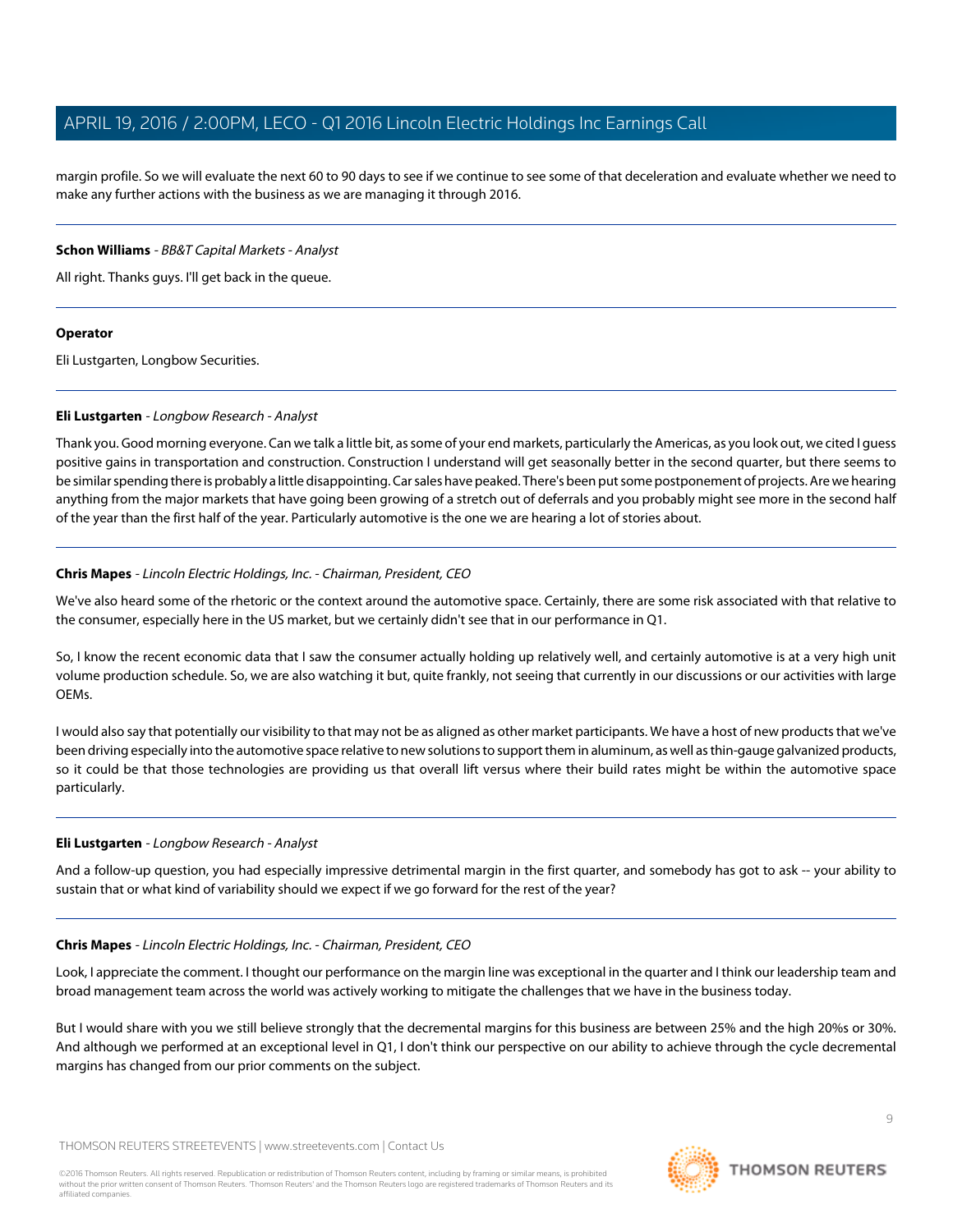margin profile. So we will evaluate the next 60 to 90 days to see if we continue to see some of that deceleration and evaluate whether we need to make any further actions with the business as we are managing it through 2016.

---

**Schon Williams** - *BB&T Capital Markets - Analyst*

All right. Thanks guys. I'll get back in the queue.

---

**Operator**

Eli Lustgarten, Longbow Securities.

---

**Eli Lustgarten** - *Longbow Research - Analyst*

Thank you. Good morning everyone. Can we talk a little bit, as some of your end markets, particularly the Americas, as you look out, we cited I guess positive gains in transportation and construction. Construction I understand will get seasonally better in the second quarter, but there seems to be similar spending there is probably a little disappointing. Car sales have peaked. There's been put some postponement of projects. Are we hearing anything from the major markets that have going been growing of a stretch out of deferrals and you probably might see more in the second half of the year than the first half of the year. Particularly automotive is the one we are hearing a lot of stories about.

---

**Chris Mapes** - *Lincoln Electric Holdings, Inc. - Chairman, President, CEO*

We've also heard some of the rhetoric or the context around the automotive space. Certainly, there are some risk associated with that relative to the consumer, especially here in the US market, but we certainly didn't see that in our performance in Q1.

So, I know the recent economic data that I saw the consumer actually holding up relatively well, and certainly automotive is at a very high unit volume production schedule. So, we are also watching it but, quite frankly, not seeing that currently in our discussions or our activities with large OEMs.

I would also say that potentially our visibility to that may not be as aligned as other market participants. We have a host of new products that we've been driving especially into the automotive space relative to new solutions to support them in aluminum, as well as thin-gauge galvanized products, so it could be that those technologies are providing us that overall lift versus where their build rates might be within the automotive space particularly.

---

**Eli Lustgarten** - *Longbow Research - Analyst*

And a follow-up question, you had especially impressive detrimental margin in the first quarter, and somebody has got to ask -- your ability to sustain that or what kind of variability should we expect if we go forward for the rest of the year?

---

**Chris Mapes** - *Lincoln Electric Holdings, Inc. - Chairman, President, CEO*

Look, I appreciate the comment. I thought our performance on the margin line was exceptional in the quarter and I think our leadership team and broad management team across the world was actively working to mitigate the challenges that we have in the business today.

But I would share with you we still believe strongly that the decremental margins for this business are between 25% and the high 20%s or 30%. And although we performed at an exceptional level in Q1, I don't think our perspective on our ability to achieve through the cycle decremental margins has changed from our prior comments on the subject.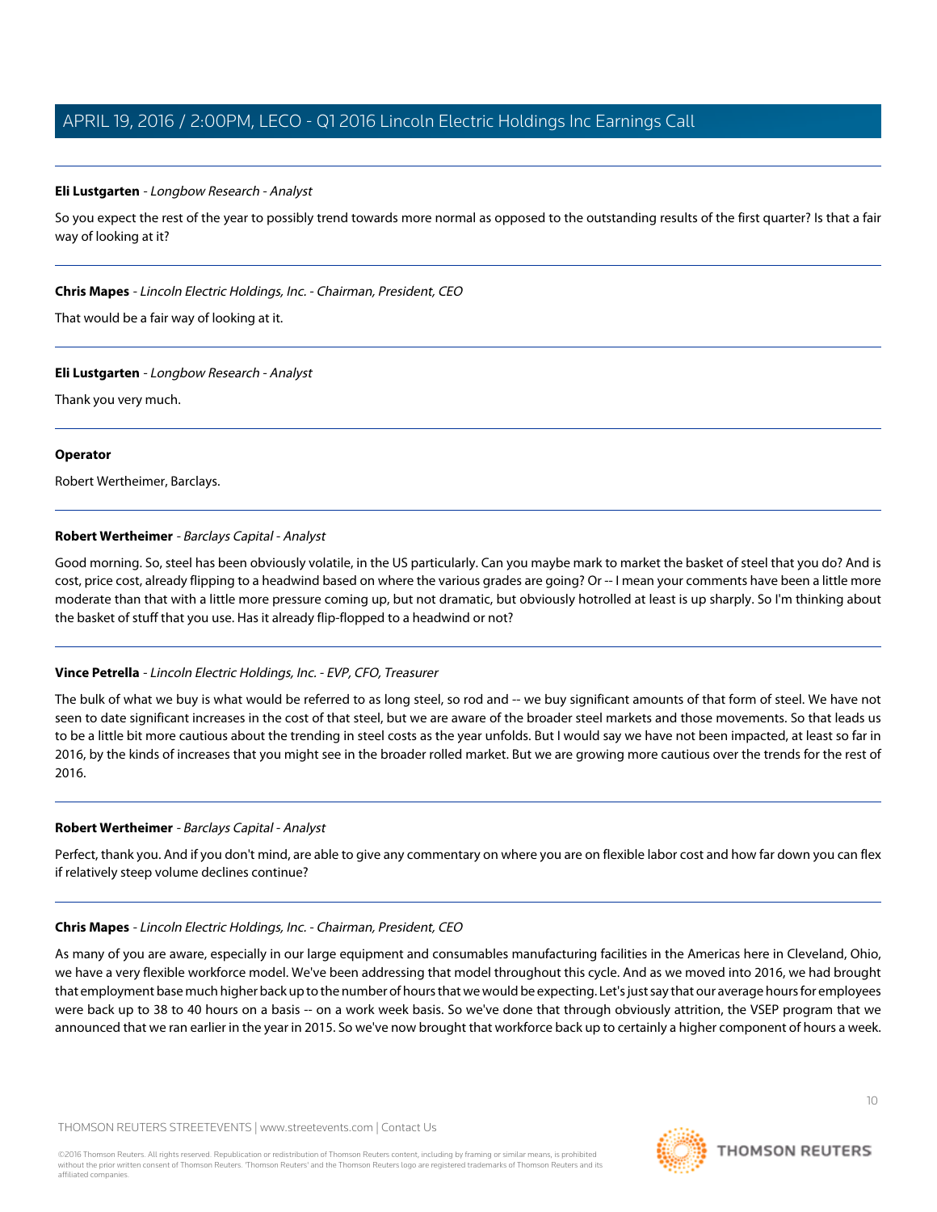**Eli Lustgarten** - *Longbow Research - Analyst*

So you expect the rest of the year to possibly trend towards more normal as opposed to the outstanding results of the first quarter? Is that a fair way of looking at it?

---

**Chris Mapes** - *Lincoln Electric Holdings, Inc. - Chairman, President, CEO*

That would be a fair way of looking at it.

---

**Eli Lustgarten** - *Longbow Research - Analyst*

Thank you very much.

---

**Operator**

Robert Wertheimer, Barclays.

---

**Robert Wertheimer** - *Barclays Capital - Analyst*

Good morning. So, steel has been obviously volatile, in the US particularly. Can you maybe mark to market the basket of steel that you do? And is cost, price cost, already flipping to a headwind based on where the various grades are going? Or -- I mean your comments have been a little more moderate than that with a little more pressure coming up, but not dramatic, but obviously hotrolled at least is up sharply. So I'm thinking about the basket of stuff that you use. Has it already flip-flopped to a headwind or not?

---

**Vince Petrella** - *Lincoln Electric Holdings, Inc. - EVP, CFO, Treasurer*

The bulk of what we buy is what would be referred to as long steel, so rod and -- we buy significant amounts of that form of steel. We have not seen to date significant increases in the cost of that steel, but we are aware of the broader steel markets and those movements. So that leads us to be a little bit more cautious about the trending in steel costs as the year unfolds. But I would say we have not been impacted, at least so far in 2016, by the kinds of increases that you might see in the broader rolled market. But we are growing more cautious over the trends for the rest of 2016.

---

**Robert Wertheimer** - *Barclays Capital - Analyst*

Perfect, thank you. And if you don't mind, are able to give any commentary on where you are on flexible labor cost and how far down you can flex if relatively steep volume declines continue?

---

**Chris Mapes** - *Lincoln Electric Holdings, Inc. - Chairman, President, CEO*

As many of you are aware, especially in our large equipment and consumables manufacturing facilities in the Americas here in Cleveland, Ohio, we have a very flexible workforce model. We've been addressing that model throughout this cycle. And as we moved into 2016, we had brought that employment base much higher back up to the number of hours that we would be expecting. Let's just say that our average hours for employees were back up to 38 to 40 hours on a basis -- on a work week basis. So we've done that through obviously attrition, the VSEP program that we announced that we ran earlier in the year in 2015. So we've now brought that workforce back up to certainly a higher component of hours a week.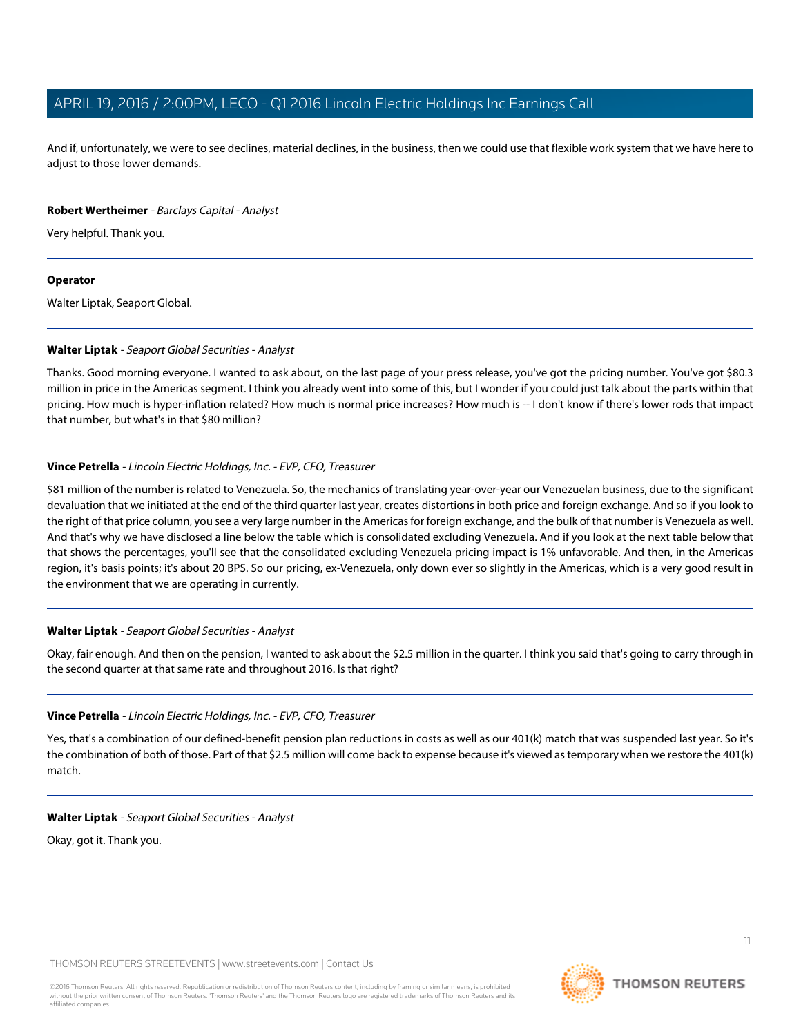And if, unfortunately, we were to see declines, material declines, in the business, then we could use that flexible work system that we have here to adjust to those lower demands.

---

**Robert Wertheimer** - *Barclays Capital - Analyst*

Very helpful. Thank you.

---

**Operator**

Walter Liptak, Seaport Global.

---

**Walter Liptak** - *Seaport Global Securities - Analyst*

Thanks. Good morning everyone. I wanted to ask about, on the last page of your press release, you've got the pricing number. You've got $80.3 million in price in the Americas segment. I think you already went into some of this, but I wonder if you could just talk about the parts within that pricing. How much is hyper-inflation related? How much is normal price increases? How much is -- I don't know if there's lower rods that impact that number, but what's in that $80 million?

---

**Vince Petrella** - *Lincoln Electric Holdings, Inc. - EVP, CFO, Treasurer*

$81 million of the number is related to Venezuela. So, the mechanics of translating year-over-year our Venezuelan business, due to the significant devaluation that we initiated at the end of the third quarter last year, creates distortions in both price and foreign exchange. And so if you look to the right of that price column, you see a very large number in the Americas for foreign exchange, and the bulk of that number is Venezuela as well. And that's why we have disclosed a line below the table which is consolidated excluding Venezuela. And if you look at the next table below that that shows the percentages, you'll see that the consolidated excluding Venezuela pricing impact is 1% unfavorable. And then, in the Americas region, it's basis points; it's about 20 BPS. So our pricing, ex-Venezuela, only down ever so slightly in the Americas, which is a very good result in the environment that we are operating in currently.

---

**Walter Liptak** - *Seaport Global Securities - Analyst*

Okay, fair enough. And then on the pension, I wanted to ask about the $2.5 million in the quarter. I think you said that's going to carry through in the second quarter at that same rate and throughout 2016. Is that right?

---

**Vince Petrella** - *Lincoln Electric Holdings, Inc. - EVP, CFO, Treasurer*

Yes, that's a combination of our defined-benefit pension plan reductions in costs as well as our 401(k) match that was suspended last year. So it's the combination of both of those. Part of that $2.5 million will come back to expense because it's viewed as temporary when we restore the 401(k) match.

---

**Walter Liptak** - *Seaport Global Securities - Analyst*

Okay, got it. Thank you.

---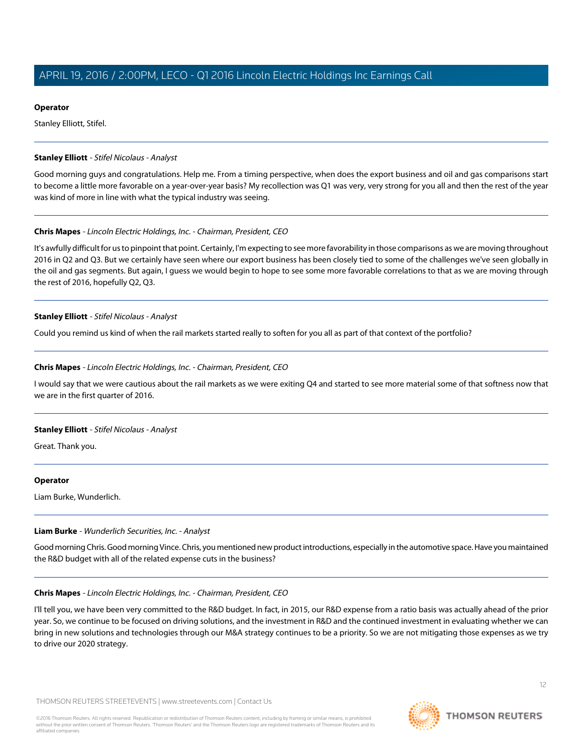**Operator**

Stanley Elliott, Stifel.

---

**Stanley Elliott** - *Stifel Nicolaus - Analyst*

Good morning guys and congratulations. Help me. From a timing perspective, when does the export business and oil and gas comparisons start to become a little more favorable on a year-over-year basis? My recollection was Q1 was very, very strong for you all and then the rest of the year was kind of more in line with what the typical industry was seeing.

---

**Chris Mapes** - *Lincoln Electric Holdings, Inc. - Chairman, President, CEO*

It's awfully difficult for us to pinpoint that point. Certainly, I'm expecting to see more favorability in those comparisons as we are moving throughout 2016 in Q2 and Q3. But we certainly have seen where our export business has been closely tied to some of the challenges we've seen globally in the oil and gas segments. But again, I guess we would begin to hope to see some more favorable correlations to that as we are moving through the rest of 2016, hopefully Q2, Q3.

---

**Stanley Elliott** - *Stifel Nicolaus - Analyst*

Could you remind us kind of when the rail markets started really to soften for you all as part of that context of the portfolio?

---

**Chris Mapes** - *Lincoln Electric Holdings, Inc. - Chairman, President, CEO*

I would say that we were cautious about the rail markets as we were exiting Q4 and started to see more material some of that softness now that we are in the first quarter of 2016.

---

**Stanley Elliott** - *Stifel Nicolaus - Analyst*

Great. Thank you.

---

**Operator**

Liam Burke, Wunderlich.

---

**Liam Burke** - *Wunderlich Securities, Inc. - Analyst*

Good morning Chris. Good morning Vince. Chris, you mentioned new product introductions, especially in the automotive space. Have you maintained the R&D budget with all of the related expense cuts in the business?

---

**Chris Mapes** - *Lincoln Electric Holdings, Inc. - Chairman, President, CEO*

I'll tell you, we have been very committed to the R&D budget. In fact, in 2015, our R&D expense from a ratio basis was actually ahead of the prior year. So, we continue to be focused on driving solutions, and the investment in R&D and the continued investment in evaluating whether we can bring in new solutions and technologies through our M&A strategy continues to be a priority. So we are not mitigating those expenses as we try to drive our 2020 strategy.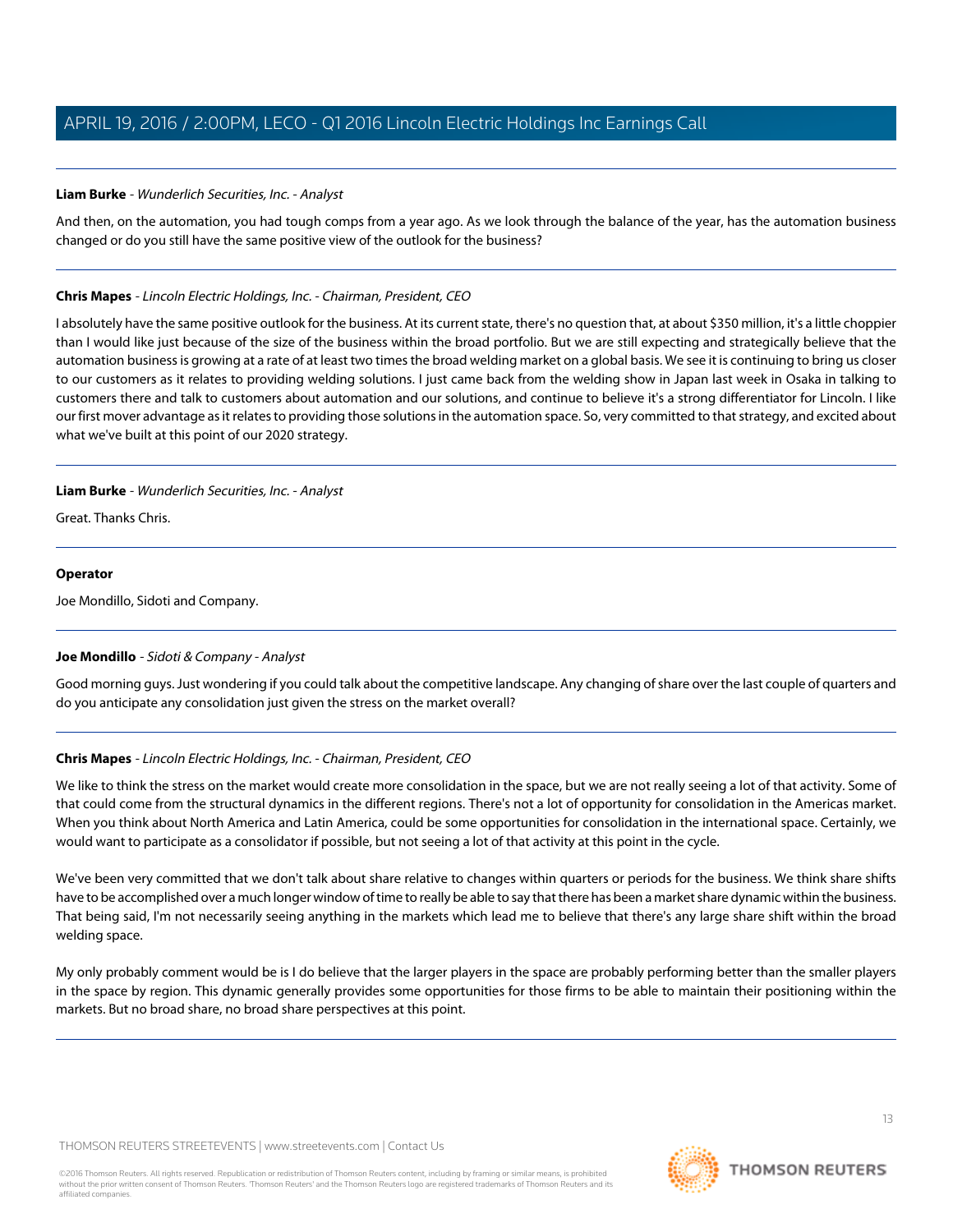**Liam Burke** - *Wunderlich Securities, Inc. - Analyst*

And then, on the automation, you had tough comps from a year ago. As we look through the balance of the year, has the automation business changed or do you still have the same positive view of the outlook for the business?

---

**Chris Mapes** - *Lincoln Electric Holdings, Inc. - Chairman, President, CEO*

I absolutely have the same positive outlook for the business. At its current state, there's no question that, at about $350 million, it's a little choppier than I would like just because of the size of the business within the broad portfolio. But we are still expecting and strategically believe that the automation business is growing at a rate of at least two times the broad welding market on a global basis. We see it is continuing to bring us closer to our customers as it relates to providing welding solutions. I just came back from the welding show in Japan last week in Osaka in talking to customers there and talk to customers about automation and our solutions, and continue to believe it's a strong differentiator for Lincoln. I like our first mover advantage as it relates to providing those solutions in the automation space. So, very committed to that strategy, and excited about what we've built at this point of our 2020 strategy.

---

**Liam Burke** - *Wunderlich Securities, Inc. - Analyst*

Great. Thanks Chris.

---

**Operator**

Joe Mondillo, Sidoti and Company.

---

**Joe Mondillo** - *Sidoti & Company - Analyst*

Good morning guys. Just wondering if you could talk about the competitive landscape. Any changing of share over the last couple of quarters and do you anticipate any consolidation just given the stress on the market overall?

---

**Chris Mapes** - *Lincoln Electric Holdings, Inc. - Chairman, President, CEO*

We like to think the stress on the market would create more consolidation in the space, but we are not really seeing a lot of that activity. Some of that could come from the structural dynamics in the different regions. There's not a lot of opportunity for consolidation in the Americas market. When you think about North America and Latin America, could be some opportunities for consolidation in the international space. Certainly, we would want to participate as a consolidator if possible, but not seeing a lot of that activity at this point in the cycle.

We've been very committed that we don't talk about share relative to changes within quarters or periods for the business. We think share shifts have to be accomplished over a much longer window of time to really be able to say that there has been a market share dynamic within the business. That being said, I'm not necessarily seeing anything in the markets which lead me to believe that there's any large share shift within the broad welding space.

My only probably comment would be is I do believe that the larger players in the space are probably performing better than the smaller players in the space by region. This dynamic generally provides some opportunities for those firms to be able to maintain their positioning within the markets. But no broad share, no broad share perspectives at this point.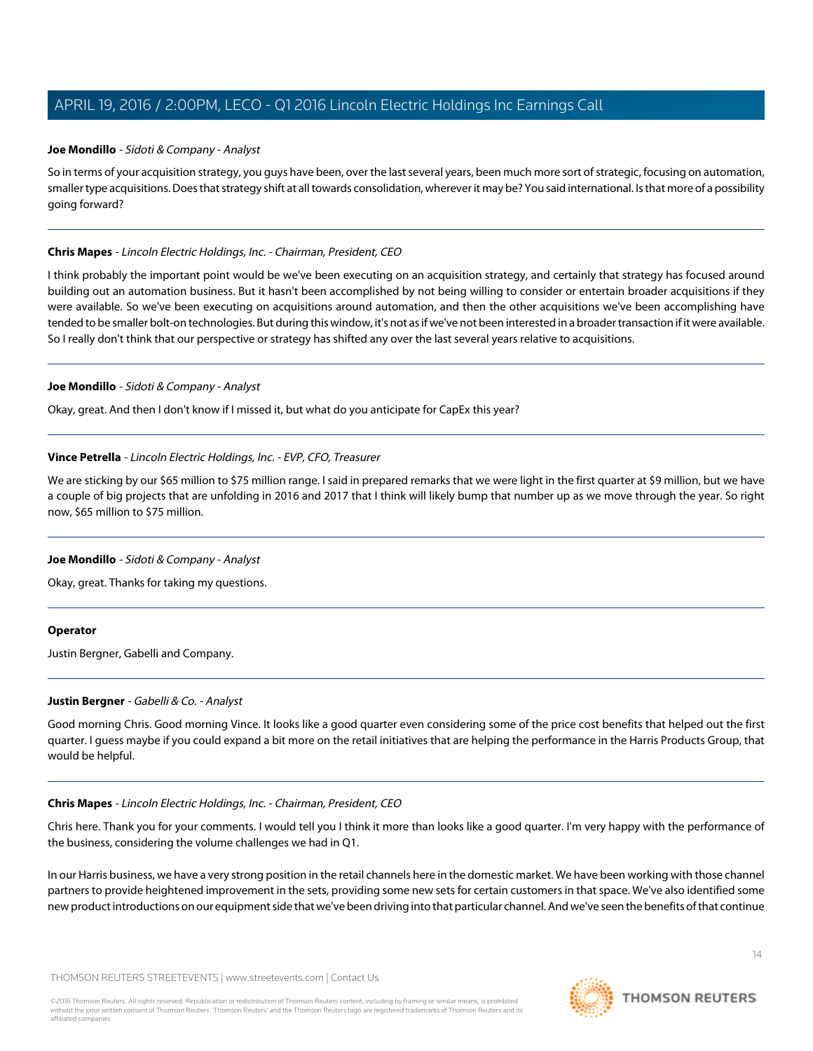**Joe Mondillo** - *Sidoti & Company - Analyst*

So in terms of your acquisition strategy, you guys have been, over the last several years, been much more sort of strategic, focusing on automation, smaller type acquisitions. Does that strategy shift at all towards consolidation, wherever it may be? You said international. Is that more of a possibility going forward?

---

**Chris Mapes** - *Lincoln Electric Holdings, Inc. - Chairman, President, CEO*

I think probably the important point would be we've been executing on an acquisition strategy, and certainly that strategy has focused around building out an automation business. But it hasn't been accomplished by not being willing to consider or entertain broader acquisitions if they were available. So we've been executing on acquisitions around automation, and then the other acquisitions we've been accomplishing have tended to be smaller bolt-on technologies. But during this window, it's not as if we've not been interested in a broader transaction if it were available. So I really don't think that our perspective or strategy has shifted any over the last several years relative to acquisitions.

---

**Joe Mondillo** - *Sidoti & Company - Analyst*

Okay, great. And then I don't know if I missed it, but what do you anticipate for CapEx this year?

---

**Vince Petrella** - *Lincoln Electric Holdings, Inc. - EVP, CFO, Treasurer*

We are sticking by our $65 million to $75 million range. I said in prepared remarks that we were light in the first quarter at $9 million, but we have a couple of big projects that are unfolding in 2016 and 2017 that I think will likely bump that number up as we move through the year. So right now, $65 million to $75 million.

---

**Joe Mondillo** - *Sidoti & Company - Analyst*

Okay, great. Thanks for taking my questions.

---

**Operator**

Justin Bergner, Gabelli and Company.

---

**Justin Bergner** - *Gabelli & Co. - Analyst*

Good morning Chris. Good morning Vince. It looks like a good quarter even considering some of the price cost benefits that helped out the first quarter. I guess maybe if you could expand a bit more on the retail initiatives that are helping the performance in the Harris Products Group, that would be helpful.

---

**Chris Mapes** - *Lincoln Electric Holdings, Inc. - Chairman, President, CEO*

Chris here. Thank you for your comments. I would tell you I think it more than looks like a good quarter. I'm very happy with the performance of the business, considering the volume challenges we had in Q1.

In our Harris business, we have a very strong position in the retail channels here in the domestic market. We have been working with those channel partners to provide heightened improvement in the sets, providing some new sets for certain customers in that space. We've also identified some new product introductions on our equipment side that we've been driving into that particular channel. And we've seen the benefits of that continue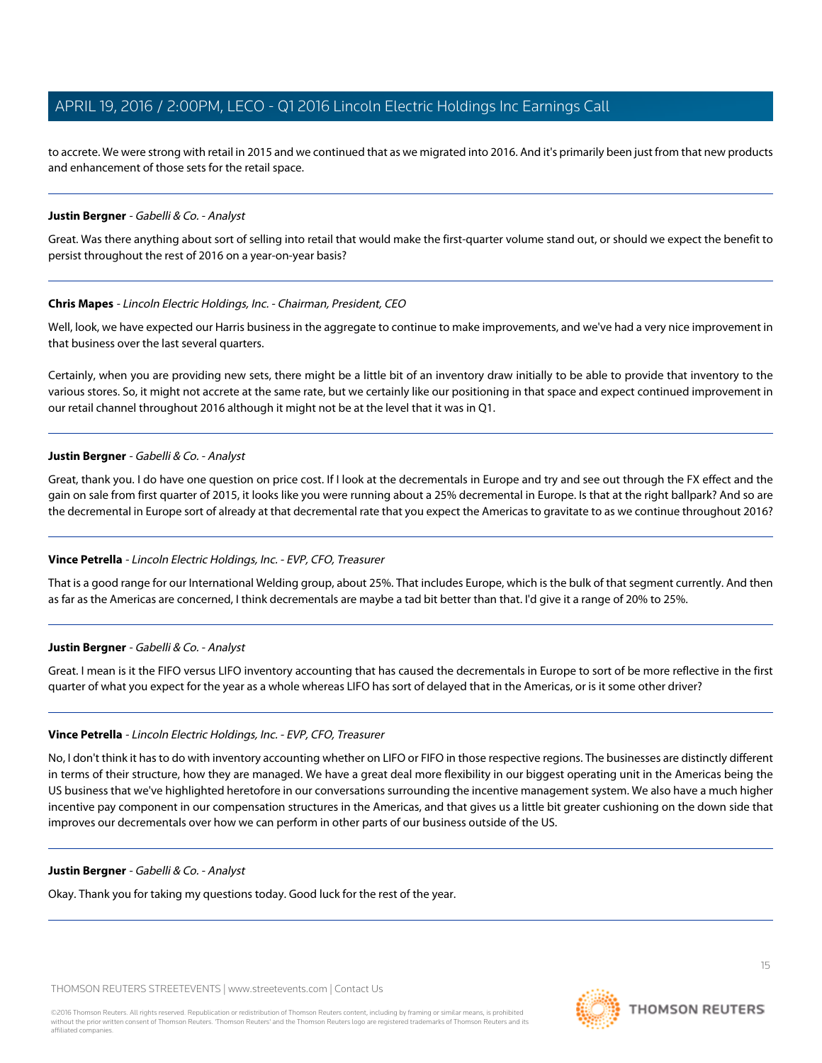to accrete. We were strong with retail in 2015 and we continued that as we migrated into 2016. And it's primarily been just from that new products and enhancement of those sets for the retail space.

---

**Justin Bergner** - *Gabelli & Co. - Analyst*

Great. Was there anything about sort of selling into retail that would make the first-quarter volume stand out, or should we expect the benefit to persist throughout the rest of 2016 on a year-on-year basis?

---

**Chris Mapes** - *Lincoln Electric Holdings, Inc. - Chairman, President, CEO*

Well, look, we have expected our Harris business in the aggregate to continue to make improvements, and we've had a very nice improvement in that business over the last several quarters.

Certainly, when you are providing new sets, there might be a little bit of an inventory draw initially to be able to provide that inventory to the various stores. So, it might not accrete at the same rate, but we certainly like our positioning in that space and expect continued improvement in our retail channel throughout 2016 although it might not be at the level that it was in Q1.

---

**Justin Bergner** - *Gabelli & Co. - Analyst*

Great, thank you. I do have one question on price cost. If I look at the decrementals in Europe and try and see out through the FX effect and the gain on sale from first quarter of 2015, it looks like you were running about a 25% decremental in Europe. Is that at the right ballpark? And so are the decremental in Europe sort of already at that decremental rate that you expect the Americas to gravitate to as we continue throughout 2016?

---

**Vince Petrella** - *Lincoln Electric Holdings, Inc. - EVP, CFO, Treasurer*

That is a good range for our International Welding group, about 25%. That includes Europe, which is the bulk of that segment currently. And then as far as the Americas are concerned, I think decrementals are maybe a tad bit better than that. I'd give it a range of 20% to 25%.

---

**Justin Bergner** - *Gabelli & Co. - Analyst*

Great. I mean is it the FIFO versus LIFO inventory accounting that has caused the decrementals in Europe to sort of be more reflective in the first quarter of what you expect for the year as a whole whereas LIFO has sort of delayed that in the Americas, or is it some other driver?

---

**Vince Petrella** - *Lincoln Electric Holdings, Inc. - EVP, CFO, Treasurer*

No, I don't think it has to do with inventory accounting whether on LIFO or FIFO in those respective regions. The businesses are distinctly different in terms of their structure, how they are managed. We have a great deal more flexibility in our biggest operating unit in the Americas being the US business that we've highlighted heretofore in our conversations surrounding the incentive management system. We also have a much higher incentive pay component in our compensation structures in the Americas, and that gives us a little bit greater cushioning on the down side that improves our decrementals over how we can perform in other parts of our business outside of the US.

---

**Justin Bergner** - *Gabelli & Co. - Analyst*

Okay. Thank you for taking my questions today. Good luck for the rest of the year.

---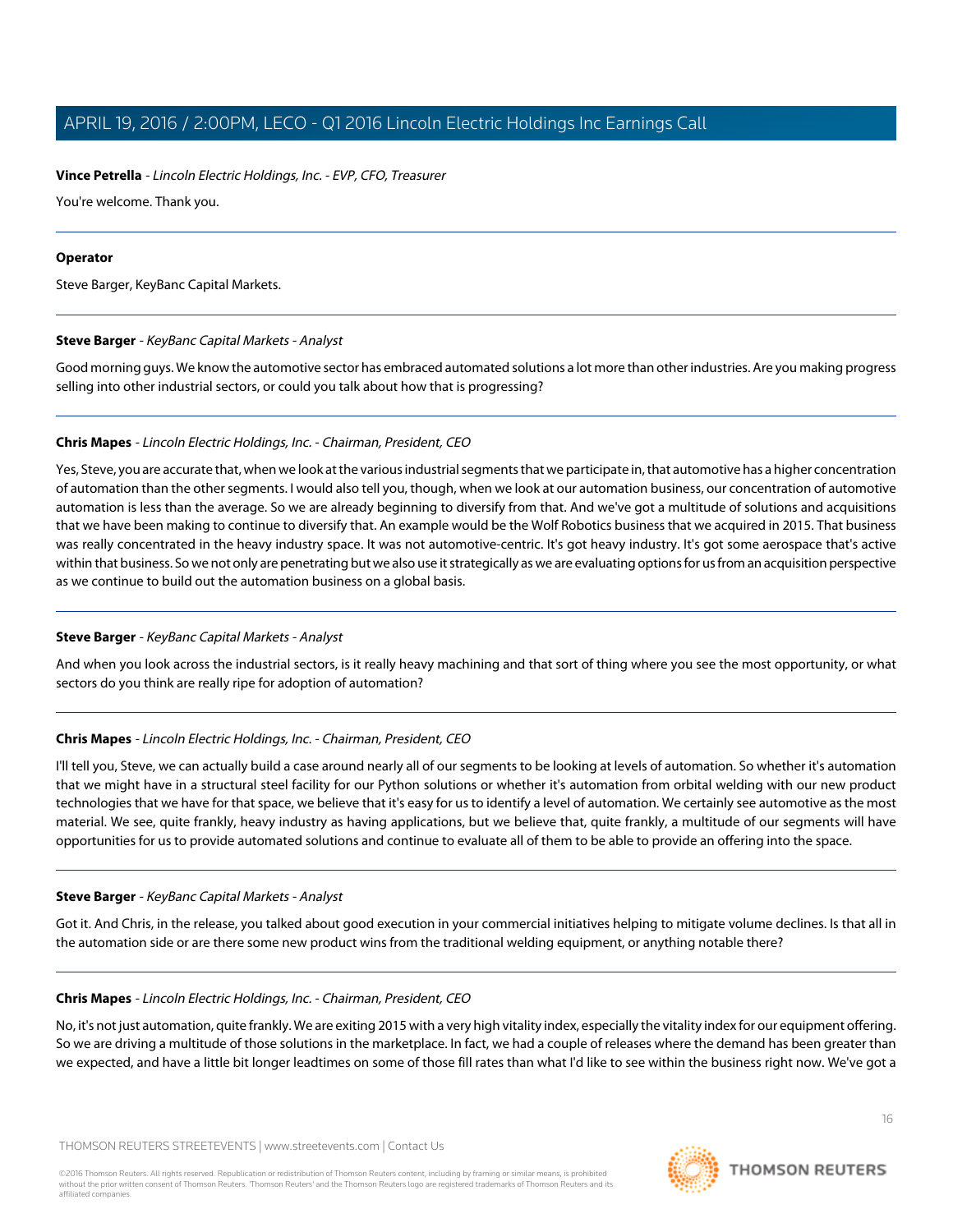**Vince Petrella** - *Lincoln Electric Holdings, Inc. - EVP, CFO, Treasurer*

You're welcome. Thank you.

---

**Operator**

Steve Barger, KeyBanc Capital Markets.

---

**Steve Barger** - *KeyBanc Capital Markets - Analyst*

Good morning guys. We know the automotive sector has embraced automated solutions a lot more than other industries. Are you making progress selling into other industrial sectors, or could you talk about how that is progressing?

---

**Chris Mapes** - *Lincoln Electric Holdings, Inc. - Chairman, President, CEO*

Yes, Steve, you are accurate that, when we look at the various industrial segments that we participate in, that automotive has a higher concentration of automation than the other segments. I would also tell you, though, when we look at our automation business, our concentration of automotive automation is less than the average. So we are already beginning to diversify from that. And we've got a multitude of solutions and acquisitions that we have been making to continue to diversify that. An example would be the Wolf Robotics business that we acquired in 2015. That business was really concentrated in the heavy industry space. It was not automotive-centric. It's got heavy industry. It's got some aerospace that's active within that business. So we not only are penetrating but we also use it strategically as we are evaluating options for us from an acquisition perspective as we continue to build out the automation business on a global basis.

---

**Steve Barger** - *KeyBanc Capital Markets - Analyst*

And when you look across the industrial sectors, is it really heavy machining and that sort of thing where you see the most opportunity, or what sectors do you think are really ripe for adoption of automation?

---

**Chris Mapes** - *Lincoln Electric Holdings, Inc. - Chairman, President, CEO*

I'll tell you, Steve, we can actually build a case around nearly all of our segments to be looking at levels of automation. So whether it's automation that we might have in a structural steel facility for our Python solutions or whether it's automation from orbital welding with our new product technologies that we have for that space, we believe that it's easy for us to identify a level of automation. We certainly see automotive as the most material. We see, quite frankly, heavy industry as having applications, but we believe that, quite frankly, a multitude of our segments will have opportunities for us to provide automated solutions and continue to evaluate all of them to be able to provide an offering into the space.

---

**Steve Barger** - *KeyBanc Capital Markets - Analyst*

Got it. And Chris, in the release, you talked about good execution in your commercial initiatives helping to mitigate volume declines. Is that all in the automation side or are there some new product wins from the traditional welding equipment, or anything notable there?

---

**Chris Mapes** - *Lincoln Electric Holdings, Inc. - Chairman, President, CEO*

No, it's not just automation, quite frankly. We are exiting 2015 with a very high vitality index, especially the vitality index for our equipment offering. So we are driving a multitude of those solutions in the marketplace. In fact, we had a couple of releases where the demand has been greater than we expected, and have a little bit longer leadtimes on some of those fill rates than what I'd like to see within the business right now. We've got a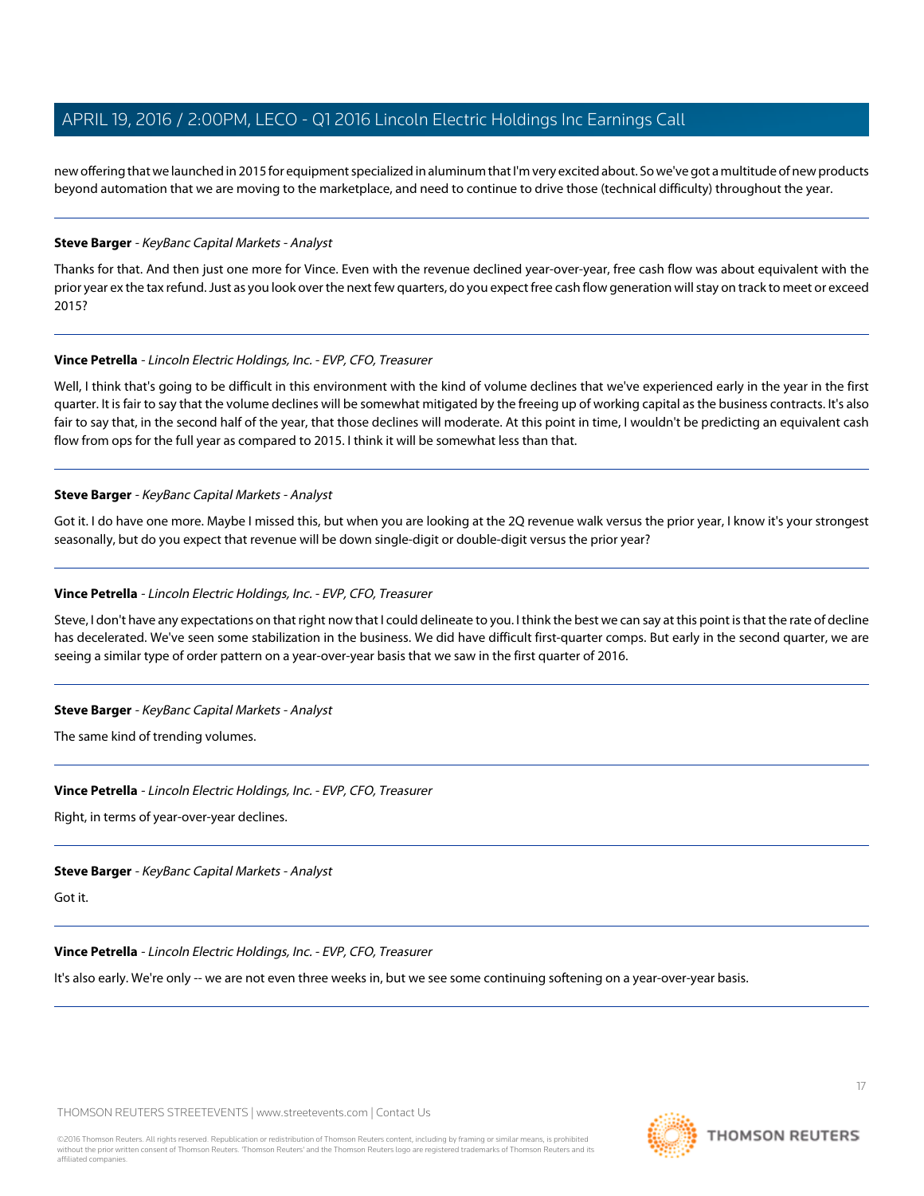new offering that we launched in 2015 for equipment specialized in aluminum that I'm very excited about. So we've got a multitude of new products beyond automation that we are moving to the marketplace, and need to continue to drive those (technical difficulty) throughout the year.

---

**Steve Barger** - *KeyBanc Capital Markets - Analyst*

Thanks for that. And then just one more for Vince. Even with the revenue declined year-over-year, free cash flow was about equivalent with the prior year ex the tax refund. Just as you look over the next few quarters, do you expect free cash flow generation will stay on track to meet or exceed 2015?

---

**Vince Petrella** - *Lincoln Electric Holdings, Inc. - EVP, CFO, Treasurer*

Well, I think that's going to be difficult in this environment with the kind of volume declines that we've experienced early in the year in the first quarter. It is fair to say that the volume declines will be somewhat mitigated by the freeing up of working capital as the business contracts. It's also fair to say that, in the second half of the year, that those declines will moderate. At this point in time, I wouldn't be predicting an equivalent cash flow from ops for the full year as compared to 2015. I think it will be somewhat less than that.

---

**Steve Barger** - *KeyBanc Capital Markets - Analyst*

Got it. I do have one more. Maybe I missed this, but when you are looking at the 2Q revenue walk versus the prior year, I know it's your strongest seasonally, but do you expect that revenue will be down single-digit or double-digit versus the prior year?

---

**Vince Petrella** - *Lincoln Electric Holdings, Inc. - EVP, CFO, Treasurer*

Steve, I don't have any expectations on that right now that I could delineate to you. I think the best we can say at this point is that the rate of decline has decelerated. We've seen some stabilization in the business. We did have difficult first-quarter comps. But early in the second quarter, we are seeing a similar type of order pattern on a year-over-year basis that we saw in the first quarter of 2016.

---

**Steve Barger** - *KeyBanc Capital Markets - Analyst*

The same kind of trending volumes.

---

**Vince Petrella** - *Lincoln Electric Holdings, Inc. - EVP, CFO, Treasurer*

Right, in terms of year-over-year declines.

---

**Steve Barger** - *KeyBanc Capital Markets - Analyst*

Got it.

---

**Vince Petrella** - *Lincoln Electric Holdings, Inc. - EVP, CFO, Treasurer*

It's also early. We're only -- we are not even three weeks in, but we see some continuing softening on a year-over-year basis.

---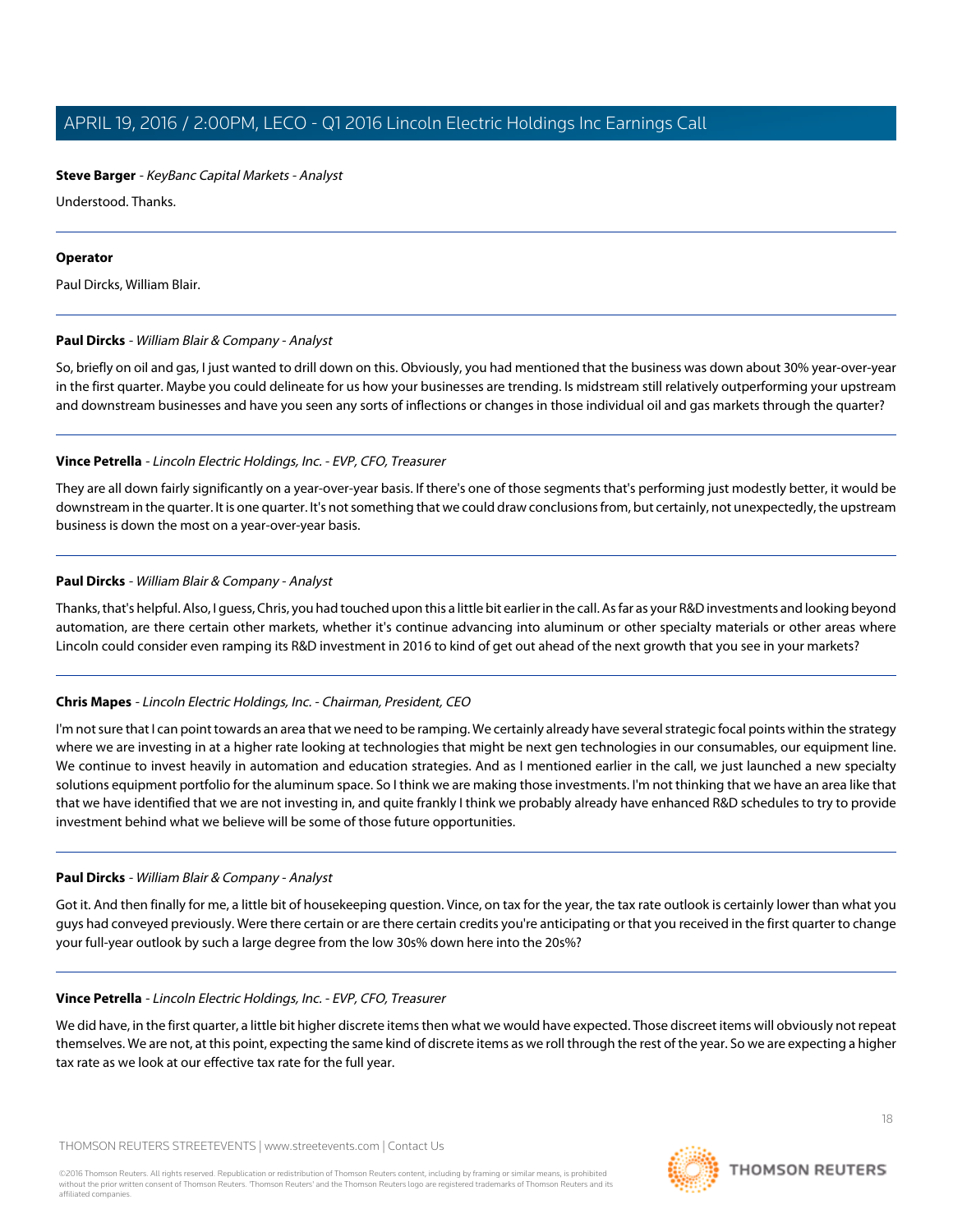**Steve Barger** - *KeyBanc Capital Markets - Analyst*

Understood. Thanks.

---

**Operator**

Paul Dircks, William Blair.

---

**Paul Dircks** - *William Blair & Company - Analyst*

So, briefly on oil and gas, I just wanted to drill down on this. Obviously, you had mentioned that the business was down about 30% year-over-year in the first quarter. Maybe you could delineate for us how your businesses are trending. Is midstream still relatively outperforming your upstream and downstream businesses and have you seen any sorts of inflections or changes in those individual oil and gas markets through the quarter?

---

**Vince Petrella** - *Lincoln Electric Holdings, Inc. - EVP, CFO, Treasurer*

They are all down fairly significantly on a year-over-year basis. If there's one of those segments that's performing just modestly better, it would be downstream in the quarter. It is one quarter. It's not something that we could draw conclusions from, but certainly, not unexpectedly, the upstream business is down the most on a year-over-year basis.

---

**Paul Dircks** - *William Blair & Company - Analyst*

Thanks, that's helpful. Also, I guess, Chris, you had touched upon this a little bit earlier in the call. As far as your R&D investments and looking beyond automation, are there certain other markets, whether it's continue advancing into aluminum or other specialty materials or other areas where Lincoln could consider even ramping its R&D investment in 2016 to kind of get out ahead of the next growth that you see in your markets?

---

**Chris Mapes** - *Lincoln Electric Holdings, Inc. - Chairman, President, CEO*

I'm not sure that I can point towards an area that we need to be ramping. We certainly already have several strategic focal points within the strategy where we are investing in at a higher rate looking at technologies that might be next gen technologies in our consumables, our equipment line. We continue to invest heavily in automation and education strategies. And as I mentioned earlier in the call, we just launched a new specialty solutions equipment portfolio for the aluminum space. So I think we are making those investments. I'm not thinking that we have an area like that that we have identified that we are not investing in, and quite frankly I think we probably already have enhanced R&D schedules to try to provide investment behind what we believe will be some of those future opportunities.

---

**Paul Dircks** - *William Blair & Company - Analyst*

Got it. And then finally for me, a little bit of housekeeping question. Vince, on tax for the year, the tax rate outlook is certainly lower than what you guys had conveyed previously. Were there certain or are there certain credits you're anticipating or that you received in the first quarter to change your full-year outlook by such a large degree from the low 30s% down here into the 20s%?

---

**Vince Petrella** - *Lincoln Electric Holdings, Inc. - EVP, CFO, Treasurer*

We did have, in the first quarter, a little bit higher discrete items then what we would have expected. Those discreet items will obviously not repeat themselves. We are not, at this point, expecting the same kind of discrete items as we roll through the rest of the year. So we are expecting a higher tax rate as we look at our effective tax rate for the full year.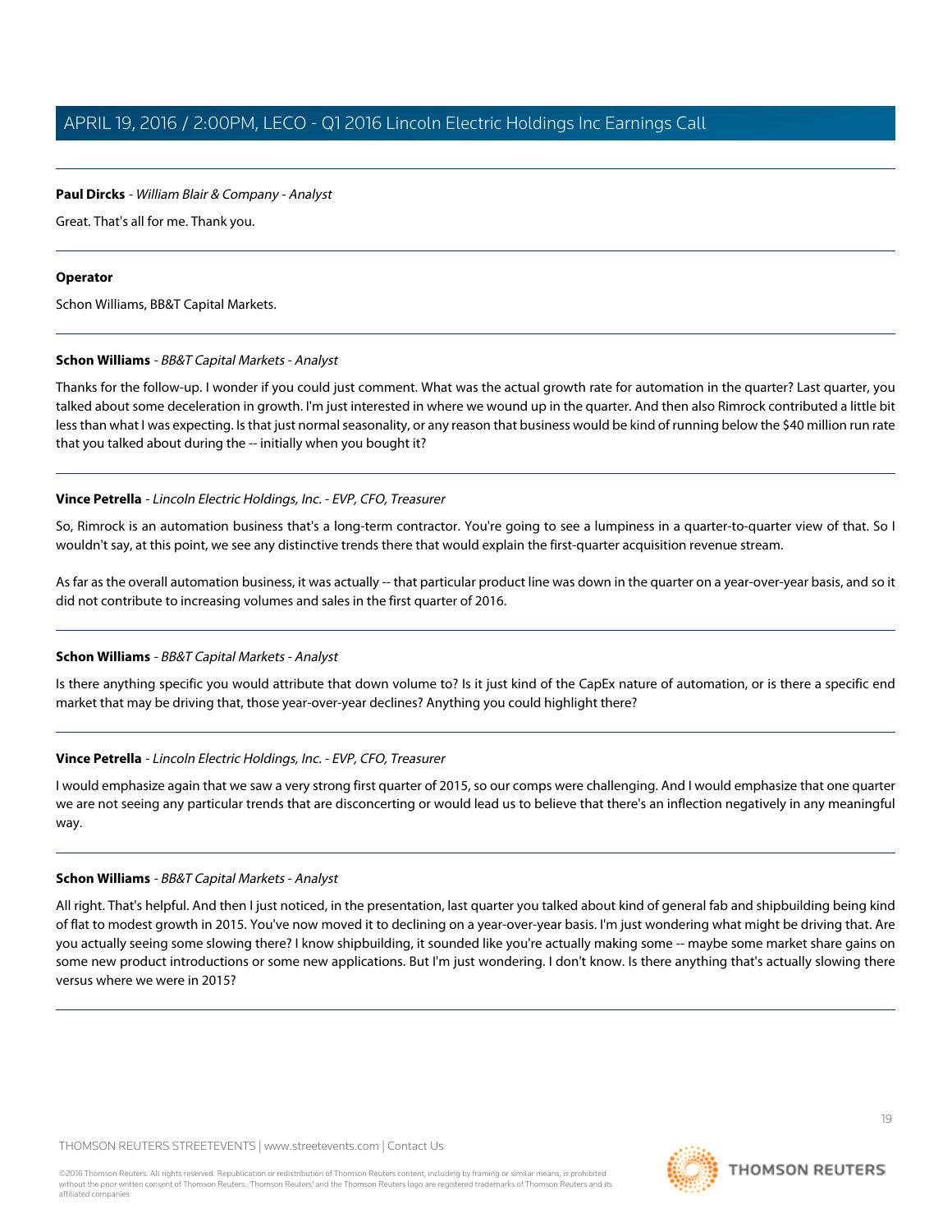**Paul Dircks** - *William Blair & Company - Analyst*

Great. That's all for me. Thank you.

---

**Operator**

Schon Williams, BB&T Capital Markets.

---

**Schon Williams** - *BB&T Capital Markets - Analyst*

Thanks for the follow-up. I wonder if you could just comment. What was the actual growth rate for automation in the quarter? Last quarter, you talked about some deceleration in growth. I'm just interested in where we wound up in the quarter. And then also Rimrock contributed a little bit less than what I was expecting. Is that just normal seasonality, or any reason that business would be kind of running below the $40 million run rate that you talked about during the -- initially when you bought it?

---

**Vince Petrella** - *Lincoln Electric Holdings, Inc. - EVP, CFO, Treasurer*

So, Rimrock is an automation business that's a long-term contractor. You're going to see a lumpiness in a quarter-to-quarter view of that. So I wouldn't say, at this point, we see any distinctive trends there that would explain the first-quarter acquisition revenue stream.

As far as the overall automation business, it was actually -- that particular product line was down in the quarter on a year-over-year basis, and so it did not contribute to increasing volumes and sales in the first quarter of 2016.

---

**Schon Williams** - *BB&T Capital Markets - Analyst*

Is there anything specific you would attribute that down volume to? Is it just kind of the CapEx nature of automation, or is there a specific end market that may be driving that, those year-over-year declines? Anything you could highlight there?

---

**Vince Petrella** - *Lincoln Electric Holdings, Inc. - EVP, CFO, Treasurer*

I would emphasize again that we saw a very strong first quarter of 2015, so our comps were challenging. And I would emphasize that one quarter we are not seeing any particular trends that are disconcerting or would lead us to believe that there's an inflection negatively in any meaningful way.

---

**Schon Williams** - *BB&T Capital Markets - Analyst*

All right. That's helpful. And then I just noticed, in the presentation, last quarter you talked about kind of general fab and shipbuilding being kind of flat to modest growth in 2015. You've now moved it to declining on a year-over-year basis. I'm just wondering what might be driving that. Are you actually seeing some slowing there? I know shipbuilding, it sounded like you're actually making some -- maybe some market share gains on some new product introductions or some new applications. But I'm just wondering. I don't know. Is there anything that's actually slowing there versus where we were in 2015?

---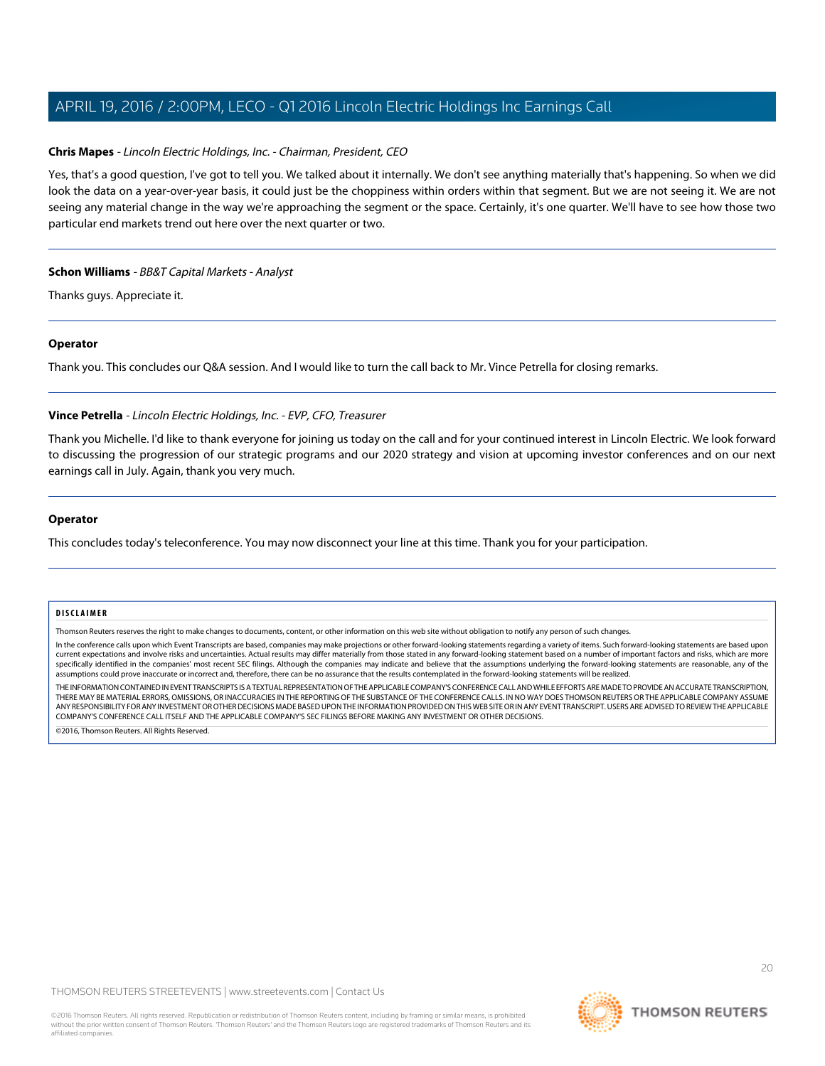**Chris Mapes** - *Lincoln Electric Holdings, Inc. - Chairman, President, CEO*

Yes, that's a good question, I've got to tell you. We talked about it internally. We don't see anything materially that's happening. So when we did look the data on a year-over-year basis, it could just be the choppiness within orders within that segment. But we are not seeing it. We are not seeing any material change in the way we're approaching the segment or the space. Certainly, it's one quarter. We'll have to see how those two particular end markets trend out here over the next quarter or two.

---

**Schon Williams** - *BB&T Capital Markets - Analyst*

Thanks guys. Appreciate it.

---

**Operator**

Thank you. This concludes our Q&A session. And I would like to turn the call back to Mr. Vince Petrella for closing remarks.

---

**Vince Petrella** - *Lincoln Electric Holdings, Inc. - EVP, CFO, Treasurer*

Thank you Michelle. I'd like to thank everyone for joining us today on the call and for your continued interest in Lincoln Electric. We look forward to discussing the progression of our strategic programs and our 2020 strategy and vision at upcoming investor conferences and on our next earnings call in July. Again, thank you very much.

---

**Operator**

This concludes today's teleconference. You may now disconnect your line at this time. Thank you for your participation.

---

**DISCLAIMER**

Thomson Reuters reserves the right to make changes to documents, content, or other information on this web site without obligation to notify any person of such changes.

In the conference calls upon which Event Transcripts are based, companies may make projections or other forward-looking statements regarding a variety of items. Such forward-looking statements are based upon current expectations and involve risks and uncertainties. Actual results may differ materially from those stated in any forward-looking statement based on a number of important factors and risks, which are more specifically identified in the companies' most recent SEC filings. Although the companies may indicate and believe that the assumptions underlying the forward-looking statements are reasonable, any of the assumptions could prove inaccurate or incorrect and, therefore, there can be no assurance that the results contemplated in the forward-looking statements will be realized.

THE INFORMATION CONTAINED IN EVENT TRANSCRIPTS IS A TEXTUAL REPRESENTATION OF THE APPLICABLE COMPANY'S CONFERENCE CALL AND WHILE EFFORTS ARE MADE TO PROVIDE AN ACCURATE TRANSCRIPTION, THERE MAY BE MATERIAL ERRORS, OMISSIONS, OR INACCURACIES IN THE REPORTING OF THE SUBSTANCE OF THE CONFERENCE CALLS. IN NO WAY DOES THOMSON REUTERS OR THE APPLICABLE COMPANY ASSUME ANY RESPONSIBILITY FOR ANY INVESTMENT OR OTHER DECISIONS MADE BASED UPON THE INFORMATION PROVIDED ON THIS WEB SITE OR IN ANY EVENT TRANSCRIPT. USERS ARE ADVISED TO REVIEW THE APPLICABLE COMPANY'S CONFERENCE CALL ITSELF AND THE APPLICABLE COMPANY'S SEC FILINGS BEFORE MAKING ANY INVESTMENT OR OTHER DECISIONS.

©2016, Thomson Reuters. All Rights Reserved.